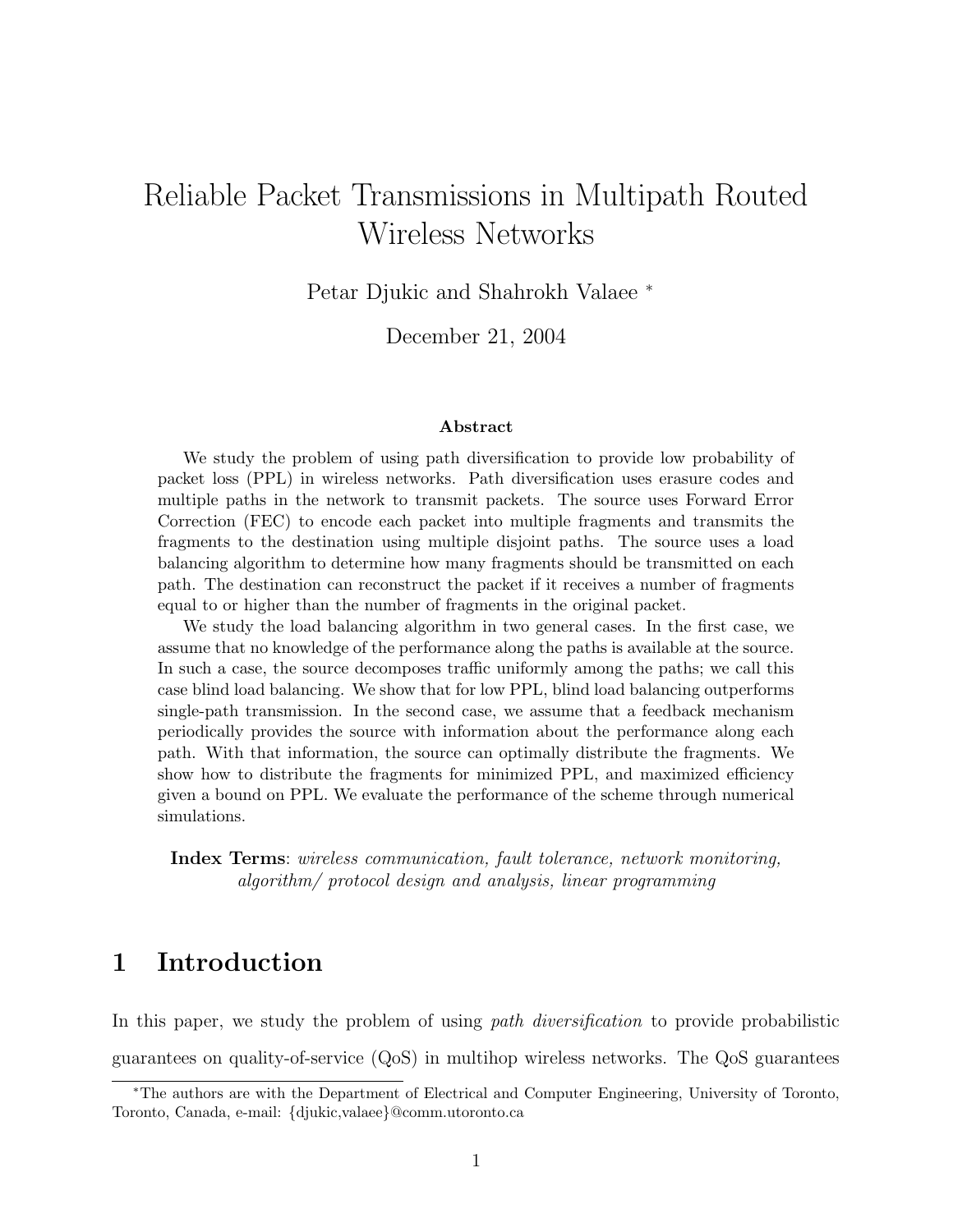# Reliable Packet Transmissions in Multipath Routed Wireless Networks

Petar Djukic and Shahrokh Valaee [*]

December 21, 2004

### Abstract

We study the problem of using path diversification to provide low probability of packet loss (PPL) in wireless networks. Path diversification uses erasure codes and multiple paths in the network to transmit packets. The source uses Forward Error Correction (FEC) to encode each packet into multiple fragments and transmits the fragments to the destination using multiple disjoint paths. The source uses a load balancing algorithm to determine how many fragments should be transmitted on each path. The destination can reconstruct the packet if it receives a number of fragments equal to or higher than the number of fragments in the original packet.

We study the load balancing algorithm in two general cases. In the first case, we assume that no knowledge of the performance along the paths is available at the source. In such a case, the source decomposes traffic uniformly among the paths; we call this case blind load balancing. We show that for low PPL, blind load balancing outperforms single-path transmission. In the second case, we assume that a feedback mechanism periodically provides the source with information about the performance along each path. With that information, the source can optimally distribute the fragments. We show how to distribute the fragments for minimized PPL, and maximized efficiency given a bound on PPL. We evaluate the performance of the scheme through numerical simulations.

**Index Terms**: *wireless communication, fault tolerance, network monitoring, algorithm/ protocol design and analysis, linear programming*

## 1 Introduction

In this paper, we study the problem of using *path diversification* to provide probabilistic guarantees on quality-of-service (QoS) in multihop wireless networks. The QoS guarantees

[*] The authors are with the Department of Electrical and Computer Engineering, University of Toronto, Toronto, Canada, e-mail: {djukic,valaee}@comm.utoronto.ca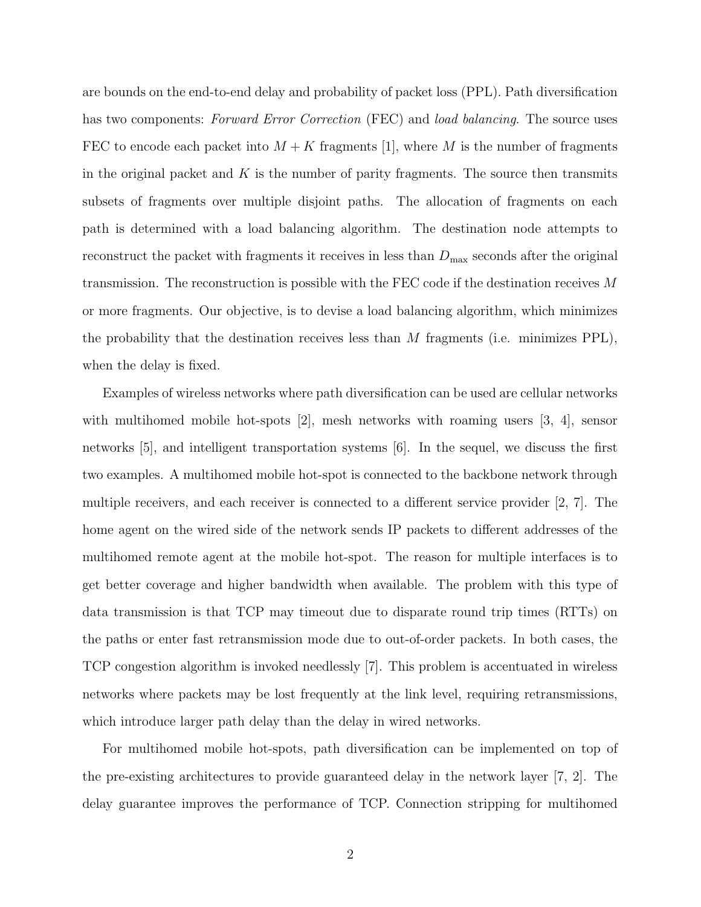are bounds on the end-to-end delay and probability of packet loss (PPL). Path diversification has two components: *Forward Error Correction* (FEC) and *load balancing*. The source uses FEC to encode each packet into $M + K$ fragments [1], where $M$ is the number of fragments in the original packet and $K$ is the number of parity fragments. The source then transmits subsets of fragments over multiple disjoint paths. The allocation of fragments on each path is determined with a load balancing algorithm. The destination node attempts to reconstruct the packet with fragments it receives in less than $D_{\max}$ seconds after the original transmission. The reconstruction is possible with the FEC code if the destination receives $M$ or more fragments. Our objective, is to devise a load balancing algorithm, which minimizes the probability that the destination receives less than $M$ fragments (i.e. minimizes PPL), when the delay is fixed.

Examples of wireless networks where path diversification can be used are cellular networks with multihomed mobile hot-spots [2], mesh networks with roaming users [3, 4], sensor networks [5], and intelligent transportation systems [6]. In the sequel, we discuss the first two examples. A multihomed mobile hot-spot is connected to the backbone network through multiple receivers, and each receiver is connected to a different service provider [2, 7]. The home agent on the wired side of the network sends IP packets to different addresses of the multihomed remote agent at the mobile hot-spot. The reason for multiple interfaces is to get better coverage and higher bandwidth when available. The problem with this type of data transmission is that TCP may timeout due to disparate round trip times (RTTs) on the paths or enter fast retransmission mode due to out-of-order packets. In both cases, the TCP congestion algorithm is invoked needlessly [7]. This problem is accentuated in wireless networks where packets may be lost frequently at the link level, requiring retransmissions, which introduce larger path delay than the delay in wired networks.

For multihomed mobile hot-spots, path diversification can be implemented on top of the pre-existing architectures to provide guaranteed delay in the network layer [7, 2]. The delay guarantee improves the performance of TCP. Connection stripping for multihomed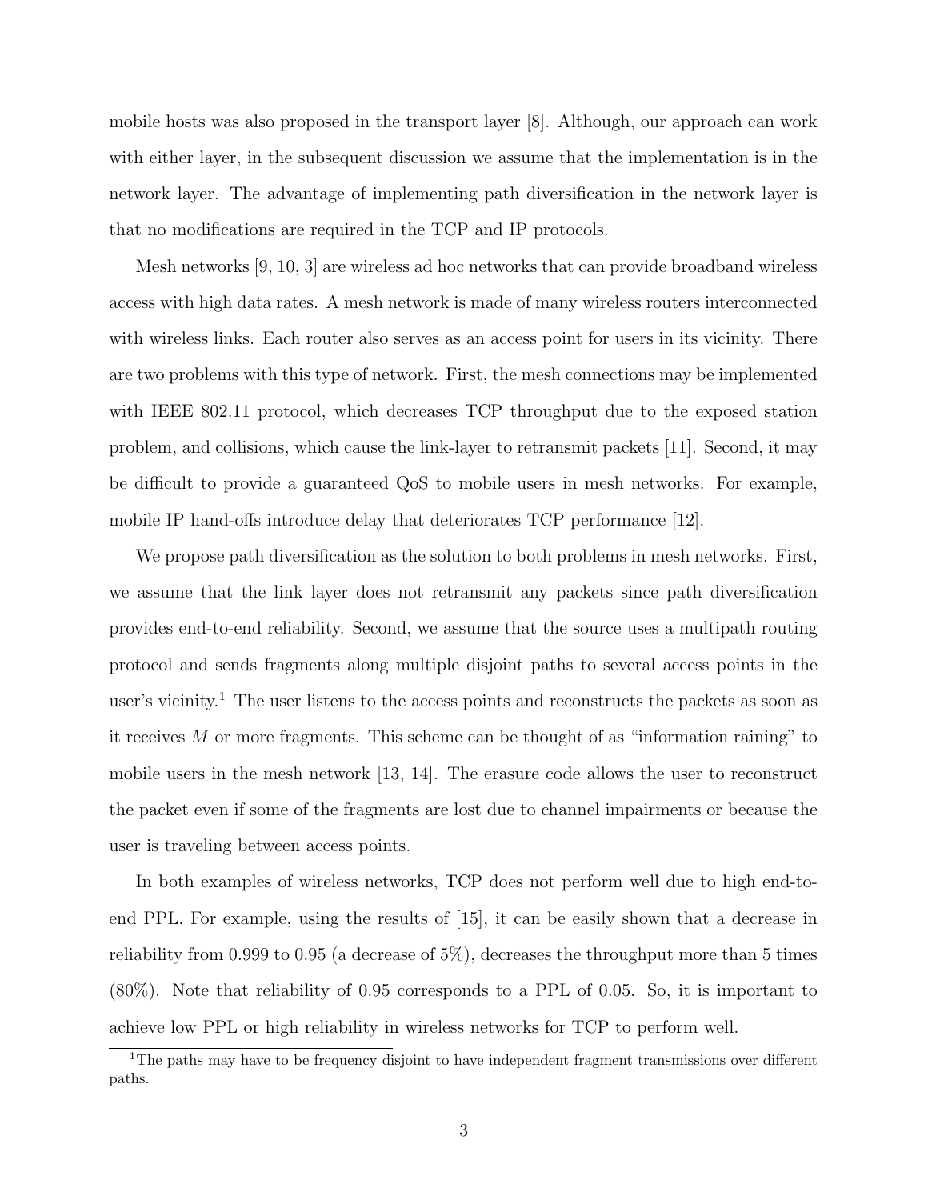mobile hosts was also proposed in the transport layer [8]. Although, our approach can work with either layer, in the subsequent discussion we assume that the implementation is in the network layer. The advantage of implementing path diversification in the network layer is that no modifications are required in the TCP and IP protocols.

Mesh networks [9, 10, 3] are wireless ad hoc networks that can provide broadband wireless access with high data rates. A mesh network is made of many wireless routers interconnected with wireless links. Each router also serves as an access point for users in its vicinity. There are two problems with this type of network. First, the mesh connections may be implemented with IEEE 802.11 protocol, which decreases TCP throughput due to the exposed station problem, and collisions, which cause the link-layer to retransmit packets [11]. Second, it may be difficult to provide a guaranteed QoS to mobile users in mesh networks. For example, mobile IP hand-offs introduce delay that deteriorates TCP performance [12].

We propose path diversification as the solution to both problems in mesh networks. First, we assume that the link layer does not retransmit any packets since path diversification provides end-to-end reliability. Second, we assume that the source uses a multipath routing protocol and sends fragments along multiple disjoint paths to several access points in the user's vicinity.[1] The user listens to the access points and reconstructs the packets as soon as it receives $M$ or more fragments. This scheme can be thought of as "information raining" to mobile users in the mesh network [13, 14]. The erasure code allows the user to reconstruct the packet even if some of the fragments are lost due to channel impairments or because the user is traveling between access points.

In both examples of wireless networks, TCP does not perform well due to high end-to-end PPL. For example, using the results of [15], it can be easily shown that a decrease in reliability from 0.999 to 0.95 (a decrease of 5%), decreases the throughput more than 5 times (80%). Note that reliability of 0.95 corresponds to a PPL of 0.05. So, it is important to achieve low PPL or high reliability in wireless networks for TCP to perform well.

[1] The paths may have to be frequency disjoint to have independent fragment transmissions over different paths.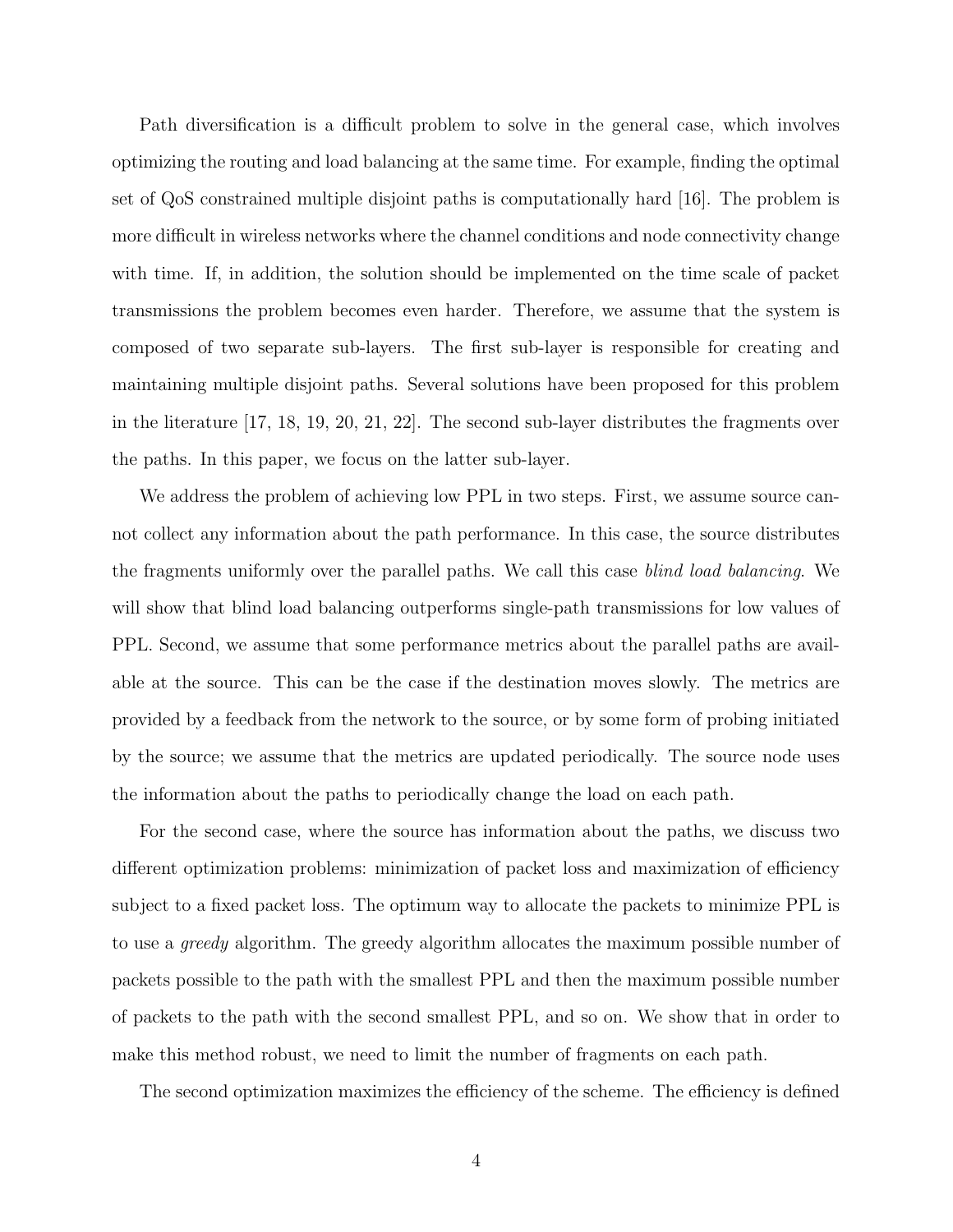Path diversification is a difficult problem to solve in the general case, which involves optimizing the routing and load balancing at the same time. For example, finding the optimal set of QoS constrained multiple disjoint paths is computationally hard [16]. The problem is more difficult in wireless networks where the channel conditions and node connectivity change with time. If, in addition, the solution should be implemented on the time scale of packet transmissions the problem becomes even harder. Therefore, we assume that the system is composed of two separate sub-layers. The first sub-layer is responsible for creating and maintaining multiple disjoint paths. Several solutions have been proposed for this problem in the literature [17, 18, 19, 20, 21, 22]. The second sub-layer distributes the fragments over the paths. In this paper, we focus on the latter sub-layer.

We address the problem of achieving low PPL in two steps. First, we assume source cannot collect any information about the path performance. In this case, the source distributes the fragments uniformly over the parallel paths. We call this case *blind load balancing*. We will show that blind load balancing outperforms single-path transmissions for low values of PPL. Second, we assume that some performance metrics about the parallel paths are available at the source. This can be the case if the destination moves slowly. The metrics are provided by a feedback from the network to the source, or by some form of probing initiated by the source; we assume that the metrics are updated periodically. The source node uses the information about the paths to periodically change the load on each path.

For the second case, where the source has information about the paths, we discuss two different optimization problems: minimization of packet loss and maximization of efficiency subject to a fixed packet loss. The optimum way to allocate the packets to minimize PPL is to use a *greedy* algorithm. The greedy algorithm allocates the maximum possible number of packets possible to the path with the smallest PPL and then the maximum possible number of packets to the path with the second smallest PPL, and so on. We show that in order to make this method robust, we need to limit the number of fragments on each path.

The second optimization maximizes the efficiency of the scheme. The efficiency is defined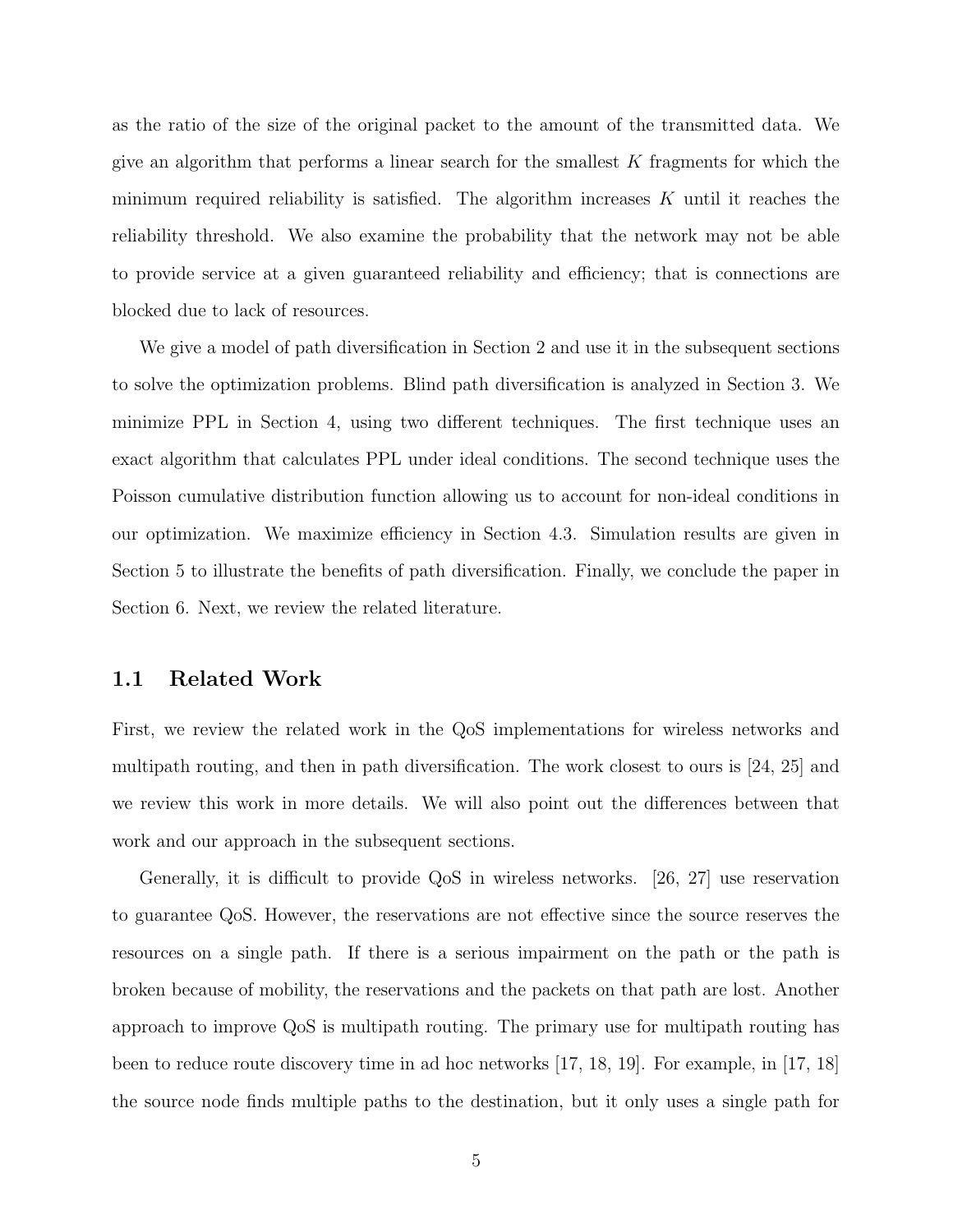as the ratio of the size of the original packet to the amount of the transmitted data. We give an algorithm that performs a linear search for the smallest $K$ fragments for which the minimum required reliability is satisfied. The algorithm increases $K$ until it reaches the reliability threshold. We also examine the probability that the network may not be able to provide service at a given guaranteed reliability and efficiency; that is connections are blocked due to lack of resources.

We give a model of path diversification in Section 2 and use it in the subsequent sections to solve the optimization problems. Blind path diversification is analyzed in Section 3. We minimize PPL in Section 4, using two different techniques. The first technique uses an exact algorithm that calculates PPL under ideal conditions. The second technique uses the Poisson cumulative distribution function allowing us to account for non-ideal conditions in our optimization. We maximize efficiency in Section 4.3. Simulation results are given in Section 5 to illustrate the benefits of path diversification. Finally, we conclude the paper in Section 6. Next, we review the related literature.

## 1.1 Related Work

First, we review the related work in the QoS implementations for wireless networks and multipath routing, and then in path diversification. The work closest to ours is [24, 25] and we review this work in more details. We will also point out the differences between that work and our approach in the subsequent sections.

Generally, it is difficult to provide QoS in wireless networks. [26, 27] use reservation to guarantee QoS. However, the reservations are not effective since the source reserves the resources on a single path. If there is a serious impairment on the path or the path is broken because of mobility, the reservations and the packets on that path are lost. Another approach to improve QoS is multipath routing. The primary use for multipath routing has been to reduce route discovery time in ad hoc networks [17, 18, 19]. For example, in [17, 18] the source node finds multiple paths to the destination, but it only uses a single path for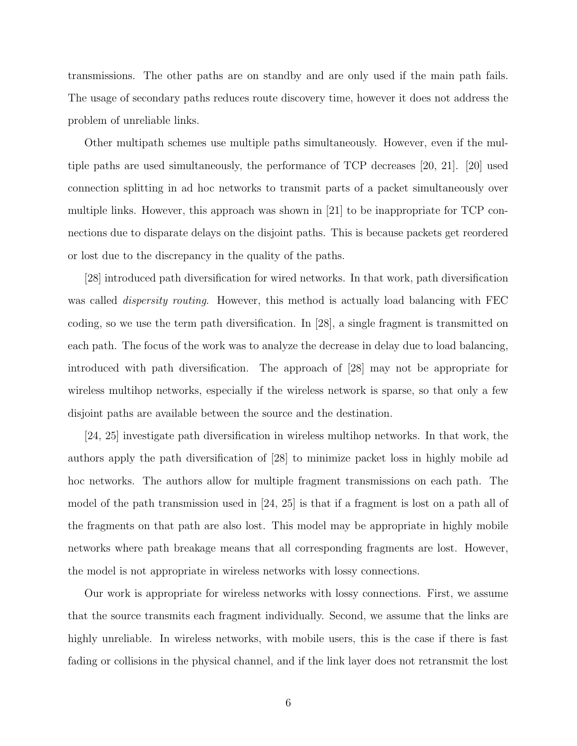transmissions. The other paths are on standby and are only used if the main path fails. The usage of secondary paths reduces route discovery time, however it does not address the problem of unreliable links.

Other multipath schemes use multiple paths simultaneously. However, even if the multiple paths are used simultaneously, the performance of TCP decreases [20, 21]. [20] used connection splitting in ad hoc networks to transmit parts of a packet simultaneously over multiple links. However, this approach was shown in [21] to be inappropriate for TCP connections due to disparate delays on the disjoint paths. This is because packets get reordered or lost due to the discrepancy in the quality of the paths.

[28] introduced path diversification for wired networks. In that work, path diversification was called *dispersity routing*. However, this method is actually load balancing with FEC coding, so we use the term path diversification. In [28], a single fragment is transmitted on each path. The focus of the work was to analyze the decrease in delay due to load balancing, introduced with path diversification. The approach of [28] may not be appropriate for wireless multihop networks, especially if the wireless network is sparse, so that only a few disjoint paths are available between the source and the destination.

[24, 25] investigate path diversification in wireless multihop networks. In that work, the authors apply the path diversification of [28] to minimize packet loss in highly mobile ad hoc networks. The authors allow for multiple fragment transmissions on each path. The model of the path transmission used in [24, 25] is that if a fragment is lost on a path all of the fragments on that path are also lost. This model may be appropriate in highly mobile networks where path breakage means that all corresponding fragments are lost. However, the model is not appropriate in wireless networks with lossy connections.

Our work is appropriate for wireless networks with lossy connections. First, we assume that the source transmits each fragment individually. Second, we assume that the links are highly unreliable. In wireless networks, with mobile users, this is the case if there is fast fading or collisions in the physical channel, and if the link layer does not retransmit the lost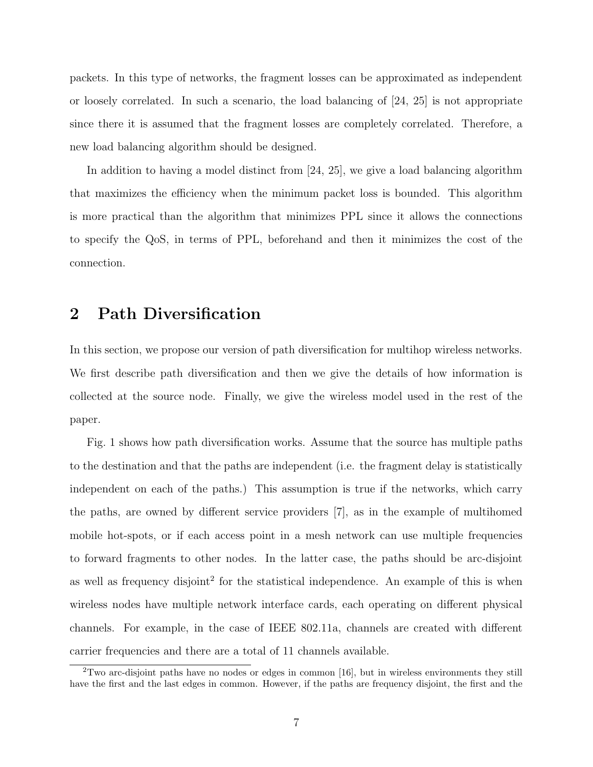packets. In this type of networks, the fragment losses can be approximated as independent or loosely correlated. In such a scenario, the load balancing of [24, 25] is not appropriate since there it is assumed that the fragment losses are completely correlated. Therefore, a new load balancing algorithm should be designed.

In addition to having a model distinct from [24, 25], we give a load balancing algorithm that maximizes the efficiency when the minimum packet loss is bounded. This algorithm is more practical than the algorithm that minimizes PPL since it allows the connections to specify the QoS, in terms of PPL, beforehand and then it minimizes the cost of the connection.

## 2 Path Diversification

In this section, we propose our version of path diversification for multihop wireless networks. We first describe path diversification and then we give the details of how information is collected at the source node. Finally, we give the wireless model used in the rest of the paper.

Fig. 1 shows how path diversification works. Assume that the source has multiple paths to the destination and that the paths are independent (i.e. the fragment delay is statistically independent on each of the paths.) This assumption is true if the networks, which carry the paths, are owned by different service providers [7], as in the example of multihomed mobile hot-spots, or if each access point in a mesh network can use multiple frequencies to forward fragments to other nodes. In the latter case, the paths should be arc-disjoint as well as frequency disjoint[2] for the statistical independence. An example of this is when wireless nodes have multiple network interface cards, each operating on different physical channels. For example, in the case of IEEE 802.11a, channels are created with different carrier frequencies and there are a total of 11 channels available.

[2] Two arc-disjoint paths have no nodes or edges in common [16], but in wireless environments they still have the first and the last edges in common. However, if the paths are frequency disjoint, the first and the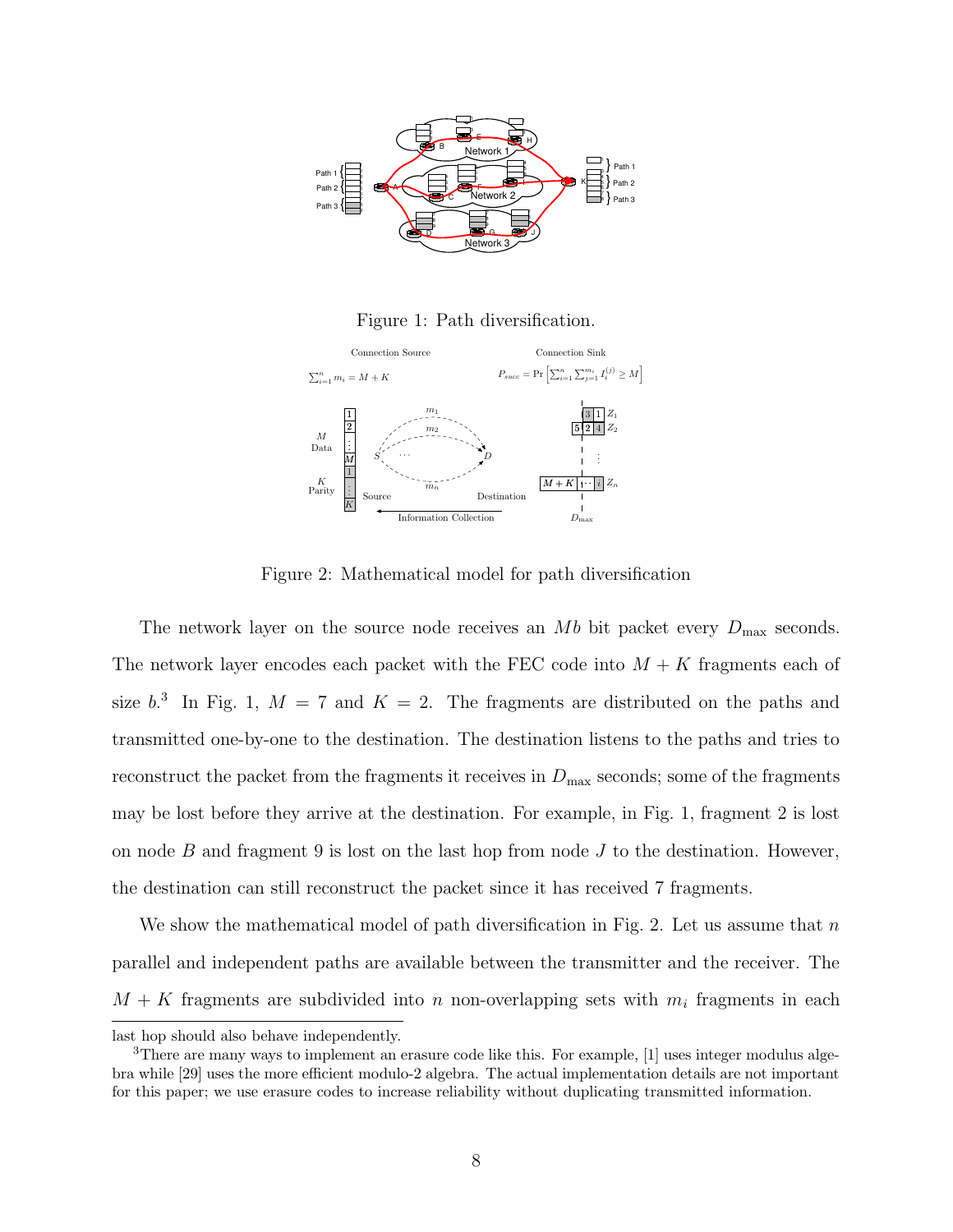Figure 1: Path diversification.

Figure 2: Mathematical model for path diversification

The network layer on the source node receives an $Mb$ bit packet every $D_{\max}$ seconds. The network layer encodes each packet with the FEC code into $M + K$ fragments each of size $b$.[3] In Fig. 1, $M = 7$ and $K = 2$. The fragments are distributed on the paths and transmitted one-by-one to the destination. The destination listens to the paths and tries to reconstruct the packet from the fragments it receives in $D_{\max}$ seconds; some of the fragments may be lost before they arrive at the destination. For example, in Fig. 1, fragment 2 is lost on node $B$ and fragment 9 is lost on the last hop from node $J$ to the destination. However, the destination can still reconstruct the packet since it has received 7 fragments.

We show the mathematical model of path diversification in Fig. 2. Let us assume that $n$ parallel and independent paths are available between the transmitter and the receiver. The $M + K$ fragments are subdivided into $n$ non-overlapping sets with $m_i$ fragments in each

---

last hop should also behave independently.

[3] There are many ways to implement an erasure code like this. For example, [1] uses integer modulus algebra while [29] uses the more efficient modulo-2 algebra. The actual implementation details are not important for this paper; we use erasure codes to increase reliability without duplicating transmitted information.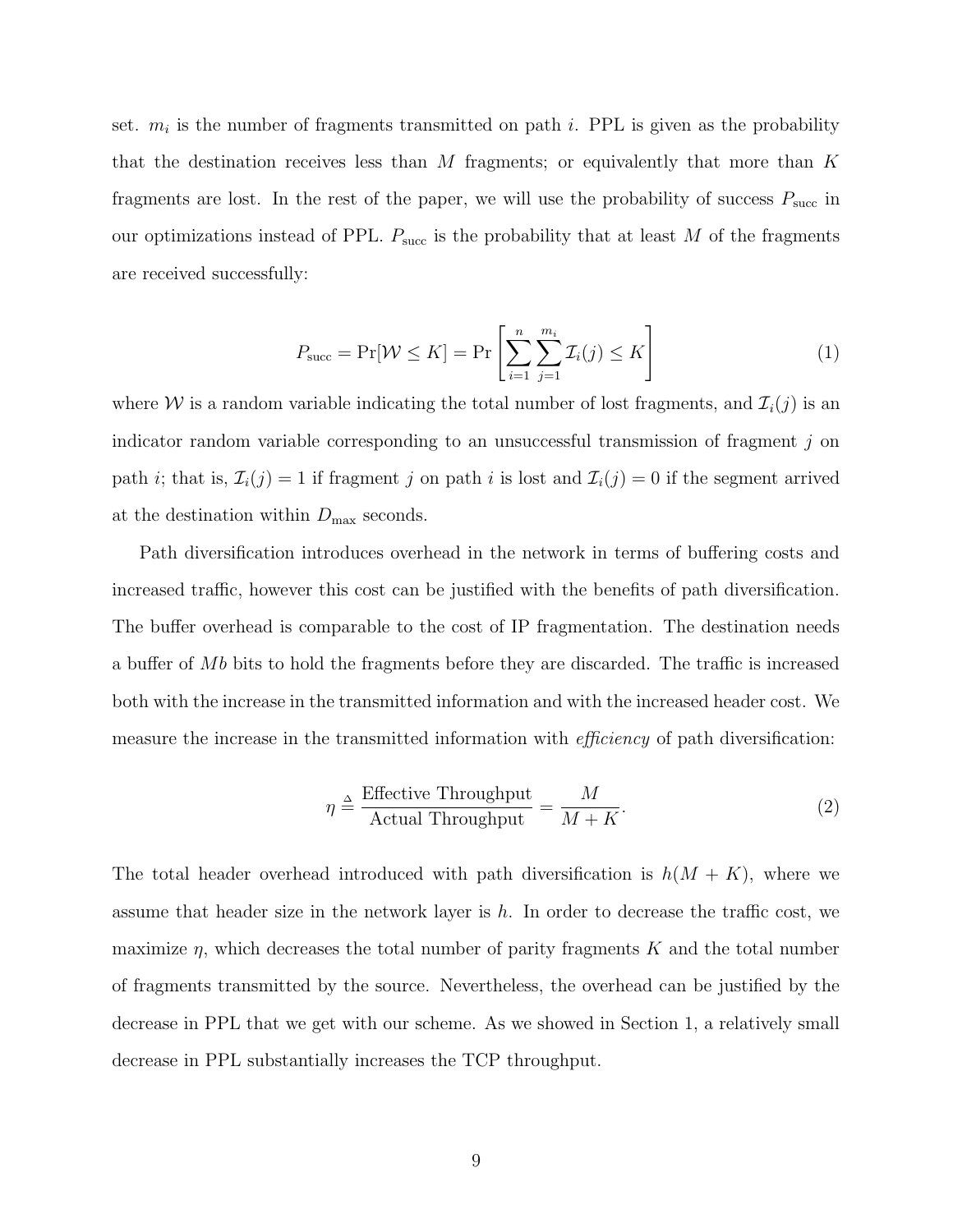set. $m_i$ is the number of fragments transmitted on path $i$. PPL is given as the probability that the destination receives less than $M$ fragments; or equivalently that more than $K$ fragments are lost. In the rest of the paper, we will use the probability of success $P_{\text{succ}}$ in our optimizations instead of PPL. $P_{\text{succ}}$ is the probability that at least $M$ of the fragments are received successfully:

$$P_{\text{succ}} = \Pr[\mathcal{W} \leq K] = \Pr\left[\sum_{i=1}^{n} \sum_{j=1}^{m_i} \mathcal{I}_i(j) \leq K\right] \tag{1}$$

where $\mathcal{W}$ is a random variable indicating the total number of lost fragments, and $\mathcal{I}_i(j)$ is an indicator random variable corresponding to an unsuccessful transmission of fragment $j$ on path $i$; that is, $\mathcal{I}_i(j) = 1$ if fragment $j$ on path $i$ is lost and $\mathcal{I}_i(j) = 0$ if the segment arrived at the destination within $D_{\max}$ seconds.

Path diversification introduces overhead in the network in terms of buffering costs and increased traffic, however this cost can be justified with the benefits of path diversification. The buffer overhead is comparable to the cost of IP fragmentation. The destination needs a buffer of $Mb$ bits to hold the fragments before they are discarded. The traffic is increased both with the increase in the transmitted information and with the increased header cost. We measure the increase in the transmitted information with *efficiency* of path diversification:

$$\eta \triangleq \frac{\text{Effective Throughput}}{\text{Actual Throughput}} = \frac{M}{M+K}. \tag{2}$$

The total header overhead introduced with path diversification is $h(M + K)$, where we assume that header size in the network layer is $h$. In order to decrease the traffic cost, we maximize $\eta$, which decreases the total number of parity fragments $K$ and the total number of fragments transmitted by the source. Nevertheless, the overhead can be justified by the decrease in PPL that we get with our scheme. As we showed in Section 1, a relatively small decrease in PPL substantially increases the TCP throughput.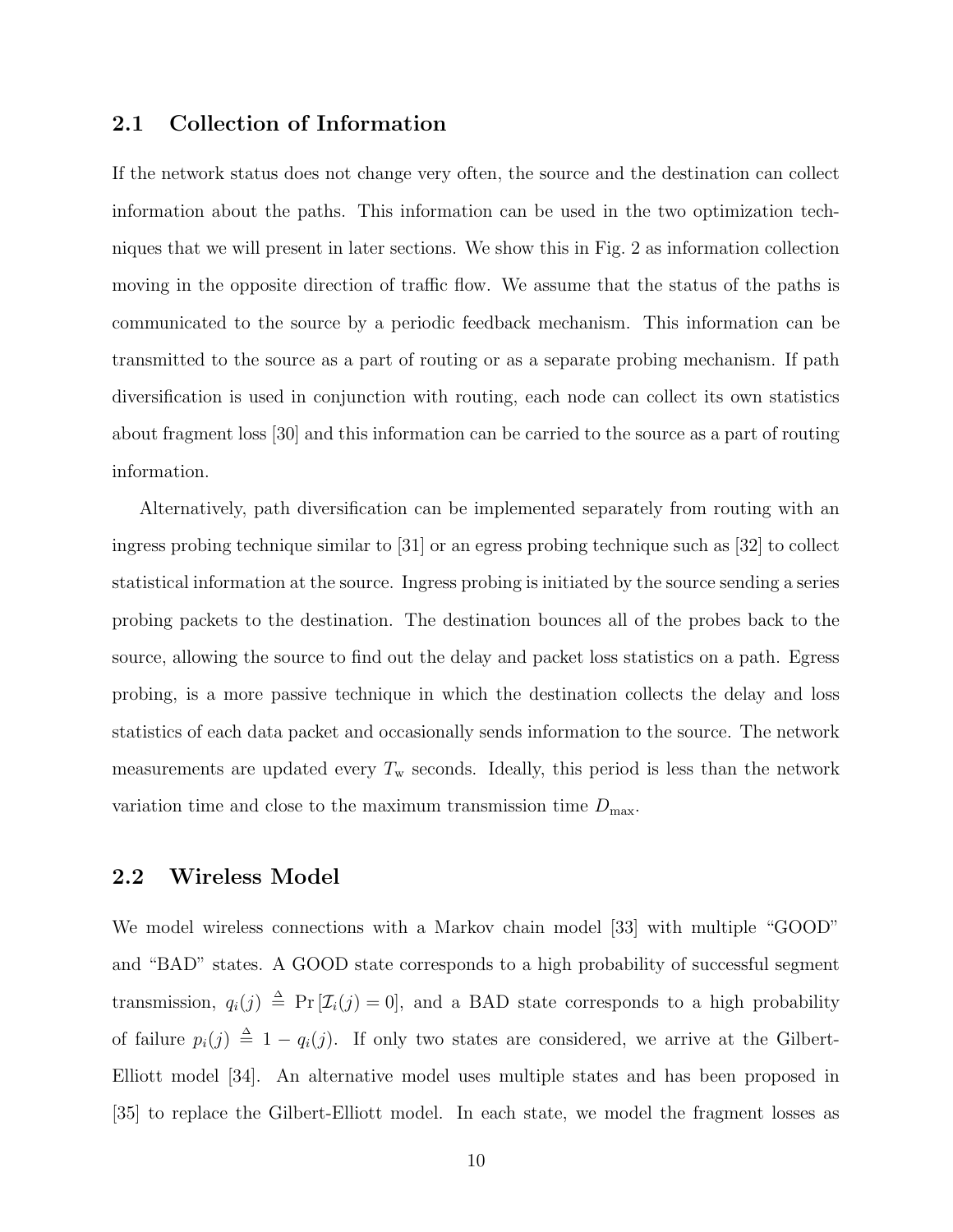## 2.1 Collection of Information

If the network status does not change very often, the source and the destination can collect information about the paths. This information can be used in the two optimization techniques that we will present in later sections. We show this in Fig. 2 as information collection moving in the opposite direction of traffic flow. We assume that the status of the paths is communicated to the source by a periodic feedback mechanism. This information can be transmitted to the source as a part of routing or as a separate probing mechanism. If path diversification is used in conjunction with routing, each node can collect its own statistics about fragment loss [30] and this information can be carried to the source as a part of routing information.

Alternatively, path diversification can be implemented separately from routing with an ingress probing technique similar to [31] or an egress probing technique such as [32] to collect statistical information at the source. Ingress probing is initiated by the source sending a series probing packets to the destination. The destination bounces all of the probes back to the source, allowing the source to find out the delay and packet loss statistics on a path. Egress probing, is a more passive technique in which the destination collects the delay and loss statistics of each data packet and occasionally sends information to the source. The network measurements are updated every $T_{\text{w}}$ seconds. Ideally, this period is less than the network variation time and close to the maximum transmission time $D_{\max}$.

## 2.2 Wireless Model

We model wireless connections with a Markov chain model [33] with multiple "GOOD" and "BAD" states. A GOOD state corresponds to a high probability of successful segment transmission, $q_i(j) \triangleq \Pr[\mathcal{I}_i(j) = 0]$, and a BAD state corresponds to a high probability of failure $p_i(j) \triangleq 1 - q_i(j)$. If only two states are considered, we arrive at the Gilbert-Elliott model [34]. An alternative model uses multiple states and has been proposed in [35] to replace the Gilbert-Elliott model. In each state, we model the fragment losses as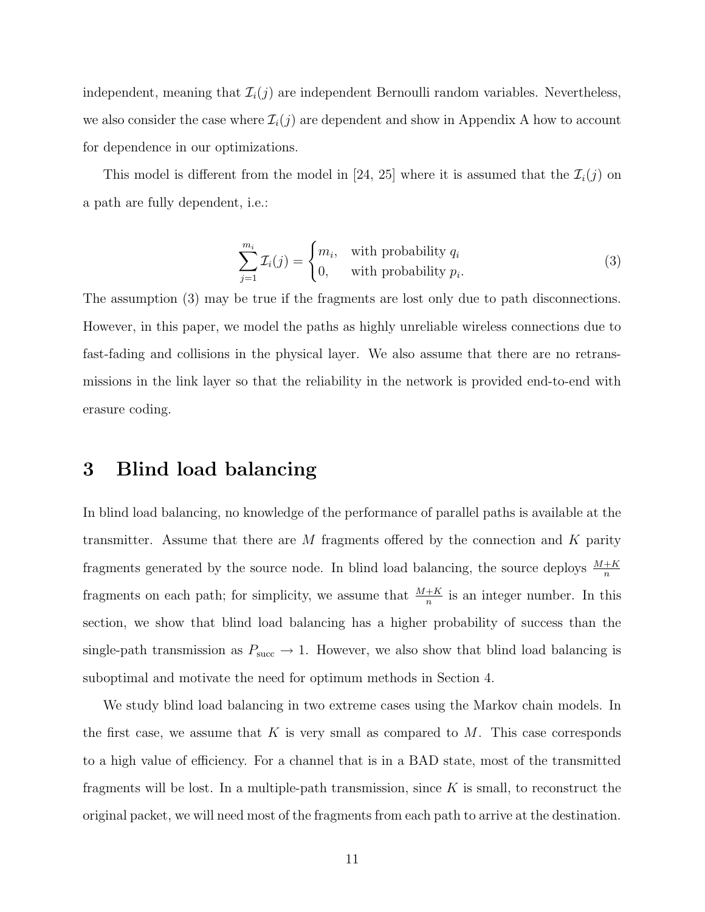independent, meaning that $\mathcal{I}_i(j)$ are independent Bernoulli random variables. Nevertheless, we also consider the case where $\mathcal{I}_i(j)$ are dependent and show in Appendix A how to account for dependence in our optimizations.

This model is different from the model in [24, 25] where it is assumed that the $\mathcal{I}_i(j)$ on a path are fully dependent, i.e.:

$$\sum_{j=1}^{m_i} \mathcal{I}_i(j) = \begin{cases} m_i, & \text{with probability } q_i \\ 0, & \text{with probability } p_i. \end{cases} \tag{3}$$

The assumption (3) may be true if the fragments are lost only due to path disconnections. However, in this paper, we model the paths as highly unreliable wireless connections due to fast-fading and collisions in the physical layer. We also assume that there are no retransmissions in the link layer so that the reliability in the network is provided end-to-end with erasure coding.

# 3 Blind load balancing

In blind load balancing, no knowledge of the performance of parallel paths is available at the transmitter. Assume that there are $M$ fragments offered by the connection and $K$ parity fragments generated by the source node. In blind load balancing, the source deploys $\frac{M+K}{n}$ fragments on each path; for simplicity, we assume that $\frac{M+K}{n}$ is an integer number. In this section, we show that blind load balancing has a higher probability of success than the single-path transmission as $P_{\text{succ}} \to 1$. However, we also show that blind load balancing is suboptimal and motivate the need for optimum methods in Section 4.

We study blind load balancing in two extreme cases using the Markov chain models. In the first case, we assume that $K$ is very small as compared to $M$. This case corresponds to a high value of efficiency. For a channel that is in a BAD state, most of the transmitted fragments will be lost. In a multiple-path transmission, since $K$ is small, to reconstruct the original packet, we will need most of the fragments from each path to arrive at the destination.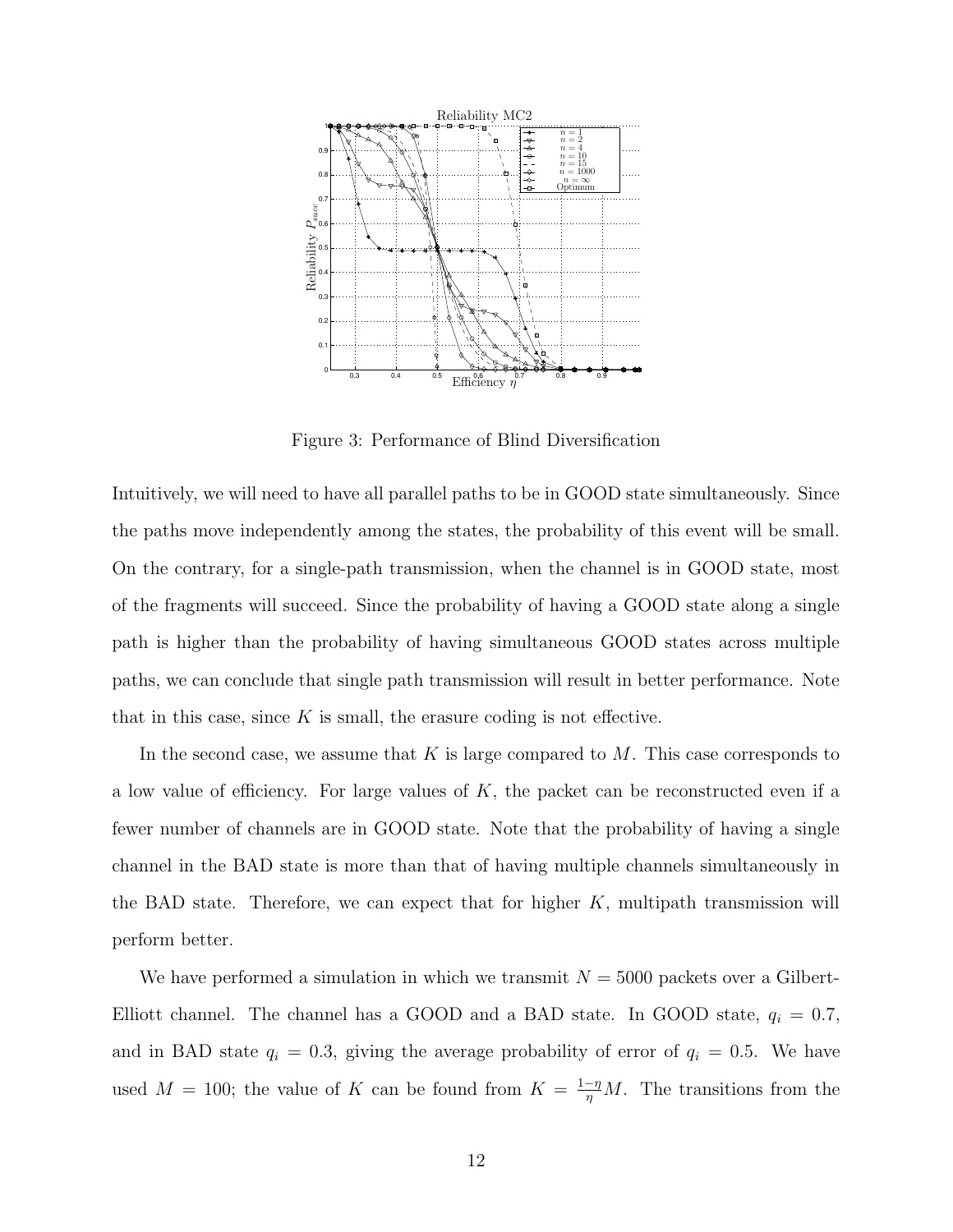Figure 3: Performance of Blind Diversification

Intuitively, we will need to have all parallel paths to be in GOOD state simultaneously. Since the paths move independently among the states, the probability of this event will be small. On the contrary, for a single-path transmission, when the channel is in GOOD state, most of the fragments will succeed. Since the probability of having a GOOD state along a single path is higher than the probability of having simultaneous GOOD states across multiple paths, we can conclude that single path transmission will result in better performance. Note that in this case, since $K$ is small, the erasure coding is not effective.

In the second case, we assume that $K$ is large compared to $M$. This case corresponds to a low value of efficiency. For large values of $K$, the packet can be reconstructed even if a fewer number of channels are in GOOD state. Note that the probability of having a single channel in the BAD state is more than that of having multiple channels simultaneously in the BAD state. Therefore, we can expect that for higher $K$, multipath transmission will perform better.

We have performed a simulation in which we transmit $N = 5000$ packets over a Gilbert-Elliott channel. The channel has a GOOD and a BAD state. In GOOD state, $q_i = 0.7$, and in BAD state $q_i = 0.3$, giving the average probability of error of $q_i = 0.5$. We have used $M = 100$; the value of $K$ can be found from $K = \frac{1-\eta}{\eta}M$. The transitions from the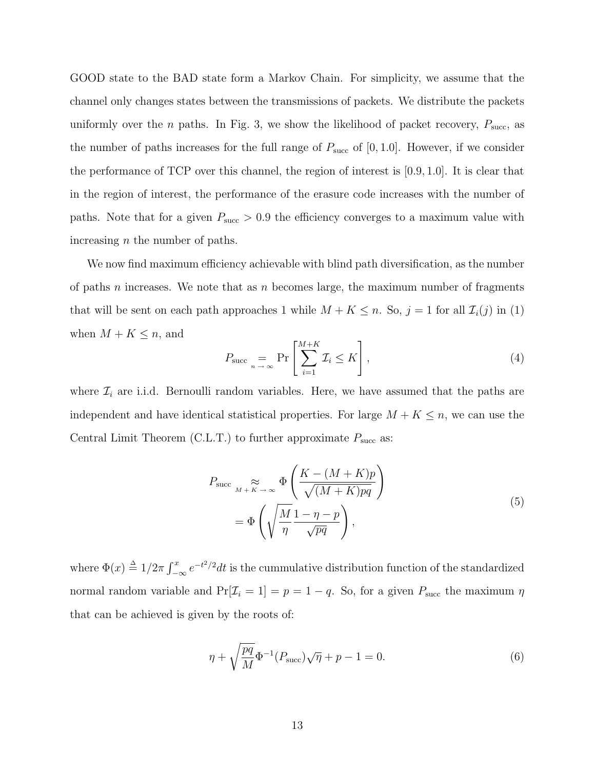GOOD state to the BAD state form a Markov Chain. For simplicity, we assume that the channel only changes states between the transmissions of packets. We distribute the packets uniformly over the $n$ paths. In Fig. 3, we show the likelihood of packet recovery, $P_{\text{succ}}$, as the number of paths increases for the full range of $P_{\text{succ}}$ of $[0, 1.0]$. However, if we consider the performance of TCP over this channel, the region of interest is $[0.9, 1.0]$. It is clear that in the region of interest, the performance of the erasure code increases with the number of paths. Note that for a given $P_{\text{succ}} > 0.9$ the efficiency converges to a maximum value with increasing $n$ the number of paths.

We now find maximum efficiency achievable with blind path diversification, as the number of paths $n$ increases. We note that as $n$ becomes large, the maximum number of fragments that will be sent on each path approaches 1 while $M + K \leq n$. So, $j = 1$ for all $\mathcal{I}_i(j)$ in (1) when $M + K \leq n$, and

$$P_{\text{succ}} \underset{n \to \infty}{=} \Pr\left[\sum_{i=1}^{M+K} \mathcal{I}_i \leq K\right], \tag{4}$$

where $\mathcal{I}_i$ are i.i.d. Bernoulli random variables. Here, we have assumed that the paths are independent and have identical statistical properties. For large $M + K \leq n$, we can use the Central Limit Theorem (C.L.T.) to further approximate $P_{\text{succ}}$ as:

$$\begin{aligned} P_{\text{succ}} &\underset{M+K \to \infty}{\approx} \Phi\left(\frac{K - (M+K)p}{\sqrt{(M+K)pq}}\right) \\ &= \Phi\left(\sqrt{\frac{M}{\eta}} \frac{1 - \eta - p}{\sqrt{pq}}\right), \end{aligned} \tag{5}$$

where $\Phi(x) \triangleq 1/2\pi \int_{-\infty}^{x} e^{-t^2/2} dt$ is the cummulative distribution function of the standardized normal random variable and $\Pr[\mathcal{I}_i = 1] = p = 1 - q$. So, for a given $P_{\text{succ}}$ the maximum $\eta$ that can be achieved is given by the roots of:

$$\eta + \sqrt{\frac{pq}{M}} \Phi^{-1}(P_{\text{succ}}) \sqrt{\eta} + p - 1 = 0. \tag{6}$$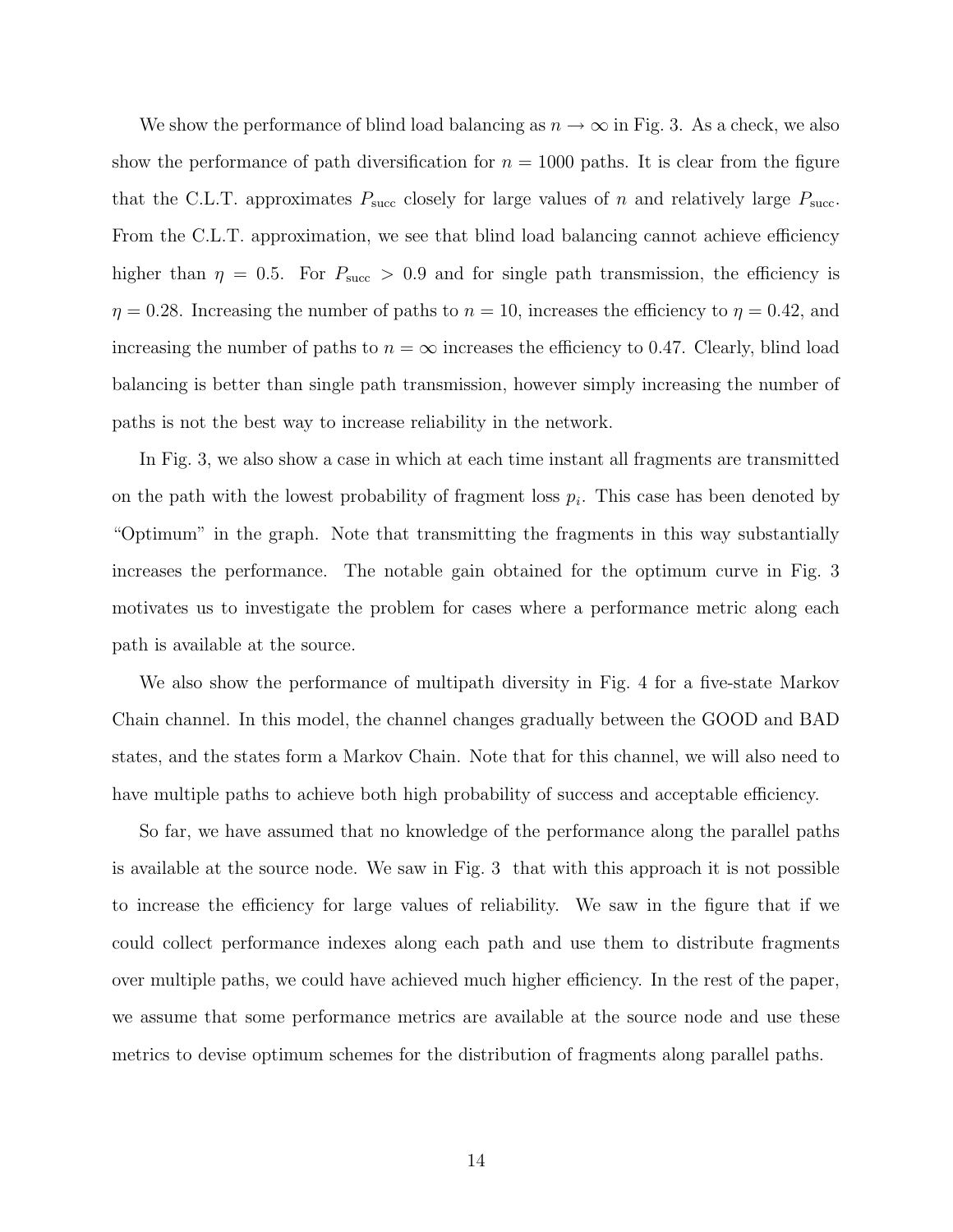We show the performance of blind load balancing as $n \to \infty$ in Fig. 3. As a check, we also show the performance of path diversification for $n = 1000$ paths. It is clear from the figure that the C.L.T. approximates $P_{\text{succ}}$ closely for large values of $n$ and relatively large $P_{\text{succ}}$. From the C.L.T. approximation, we see that blind load balancing cannot achieve efficiency higher than $\eta = 0.5$. For $P_{\text{succ}} > 0.9$ and for single path transmission, the efficiency is $\eta = 0.28$. Increasing the number of paths to $n = 10$, increases the efficiency to $\eta = 0.42$, and increasing the number of paths to $n = \infty$ increases the efficiency to 0.47. Clearly, blind load balancing is better than single path transmission, however simply increasing the number of paths is not the best way to increase reliability in the network.

In Fig. 3, we also show a case in which at each time instant all fragments are transmitted on the path with the lowest probability of fragment loss $p_i$. This case has been denoted by "Optimum" in the graph. Note that transmitting the fragments in this way substantially increases the performance. The notable gain obtained for the optimum curve in Fig. 3 motivates us to investigate the problem for cases where a performance metric along each path is available at the source.

We also show the performance of multipath diversity in Fig. 4 for a five-state Markov Chain channel. In this model, the channel changes gradually between the GOOD and BAD states, and the states form a Markov Chain. Note that for this channel, we will also need to have multiple paths to achieve both high probability of success and acceptable efficiency.

So far, we have assumed that no knowledge of the performance along the parallel paths is available at the source node. We saw in Fig. 3 that with this approach it is not possible to increase the efficiency for large values of reliability. We saw in the figure that if we could collect performance indexes along each path and use them to distribute fragments over multiple paths, we could have achieved much higher efficiency. In the rest of the paper, we assume that some performance metrics are available at the source node and use these metrics to devise optimum schemes for the distribution of fragments along parallel paths.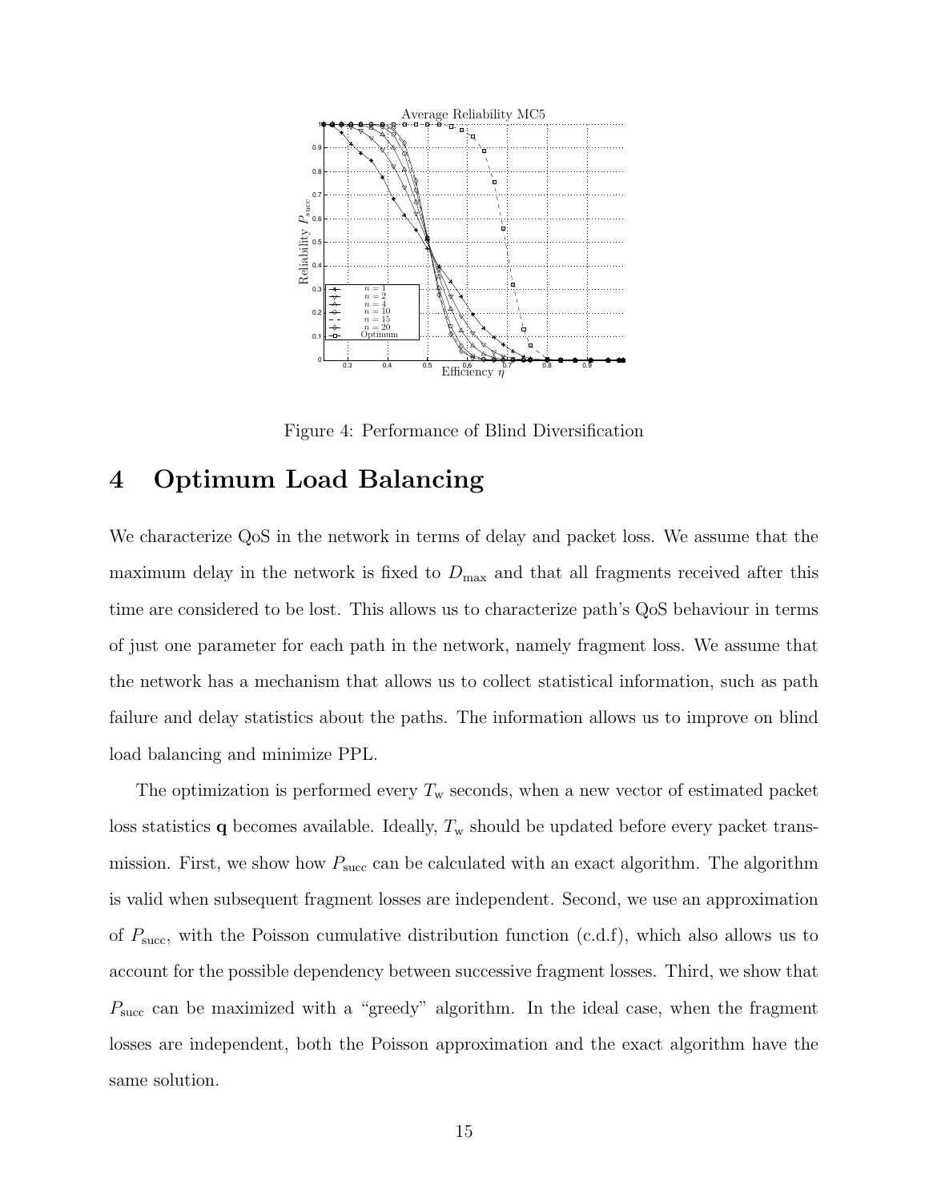Figure 4: Performance of Blind Diversification

# 4 Optimum Load Balancing

We characterize QoS in the network in terms of delay and packet loss. We assume that the maximum delay in the network is fixed to $D_{\max}$ and that all fragments received after this time are considered to be lost. This allows us to characterize path's QoS behaviour in terms of just one parameter for each path in the network, namely fragment loss. We assume that the network has a mechanism that allows us to collect statistical information, such as path failure and delay statistics about the paths. The information allows us to improve on blind load balancing and minimize PPL.

The optimization is performed every $T_{\rm w}$ seconds, when a new vector of estimated packet loss statistics $\mathbf{q}$ becomes available. Ideally, $T_{\rm w}$ should be updated before every packet transmission. First, we show how $P_{\rm succ}$ can be calculated with an exact algorithm. The algorithm is valid when subsequent fragment losses are independent. Second, we use an approximation of $P_{\rm succ}$, with the Poisson cumulative distribution function (c.d.f), which also allows us to account for the possible dependency between successive fragment losses. Third, we show that $P_{\rm succ}$ can be maximized with a "greedy" algorithm. In the ideal case, when the fragment losses are independent, both the Poisson approximation and the exact algorithm have the same solution.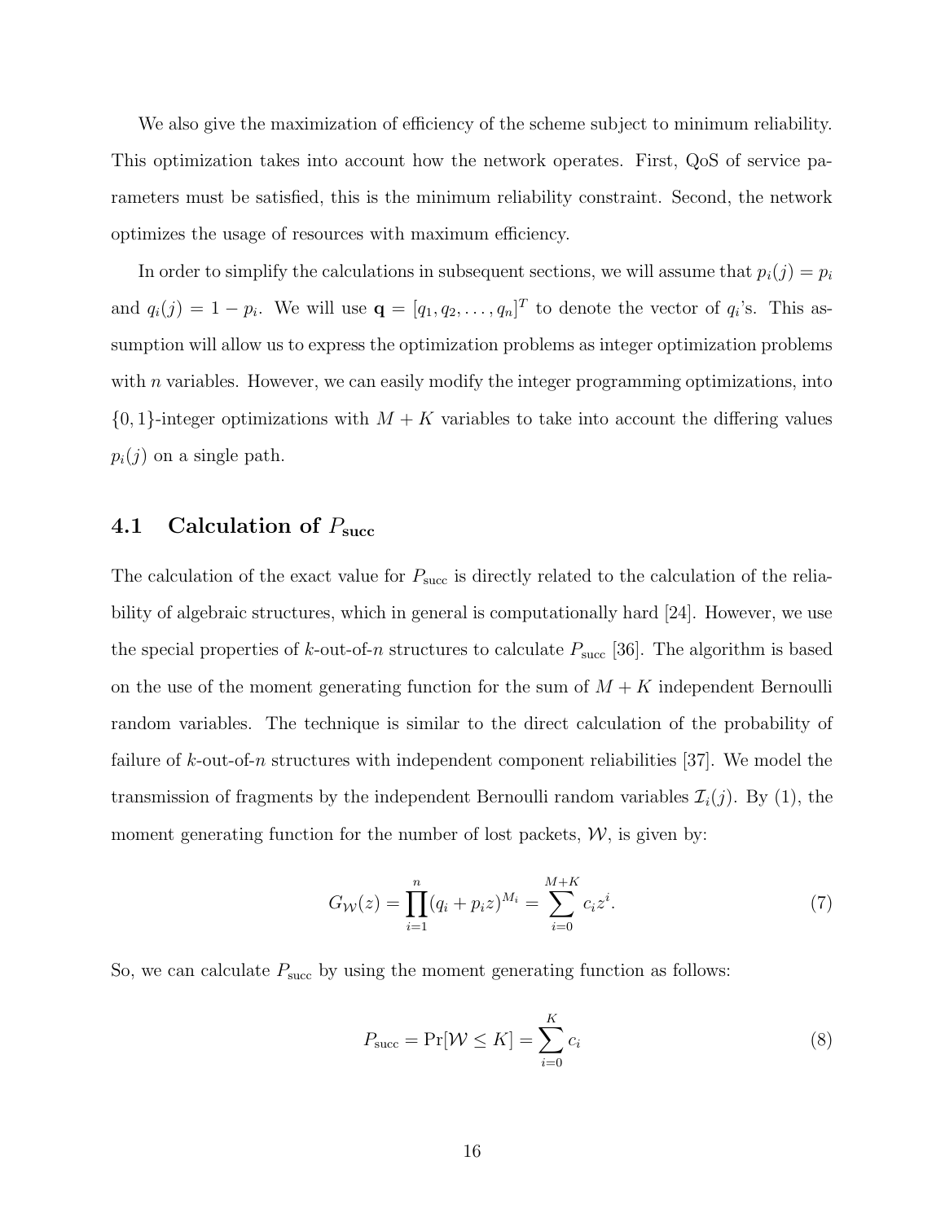We also give the maximization of efficiency of the scheme subject to minimum reliability. This optimization takes into account how the network operates. First, QoS of service parameters must be satisfied, this is the minimum reliability constraint. Second, the network optimizes the usage of resources with maximum efficiency.

In order to simplify the calculations in subsequent sections, we will assume that $p_i(j) = p_i$ and $q_i(j) = 1 - p_i$. We will use $\mathbf{q} = [q_1, q_2, \ldots, q_n]^T$ to denote the vector of $q_i$'s. This assumption will allow us to express the optimization problems as integer optimization problems with $n$ variables. However, we can easily modify the integer programming optimizations, into $\{0, 1\}$-integer optimizations with $M + K$ variables to take into account the differing values $p_i(j)$ on a single path.

## 4.1 Calculation of $P_{\text{succ}}$

The calculation of the exact value for $P_{\text{succ}}$ is directly related to the calculation of the reliability of algebraic structures, which in general is computationally hard [24]. However, we use the special properties of $k$-out-of-$n$ structures to calculate $P_{\text{succ}}$ [36]. The algorithm is based on the use of the moment generating function for the sum of $M + K$ independent Bernoulli random variables. The technique is similar to the direct calculation of the probability of failure of $k$-out-of-$n$ structures with independent component reliabilities [37]. We model the transmission of fragments by the independent Bernoulli random variables $\mathcal{I}_i(j)$. By (1), the moment generating function for the number of lost packets, $\mathcal{W}$, is given by:

$$G_{\mathcal{W}}(z) = \prod_{i=1}^{n} (q_i + p_i z)^{M_i} = \sum_{i=0}^{M+K} c_i z^i. \tag{7}$$

So, we can calculate $P_{\text{succ}}$ by using the moment generating function as follows:

$$P_{\text{succ}} = \Pr[\mathcal{W} \leq K] = \sum_{i=0}^{K} c_i \tag{8}$$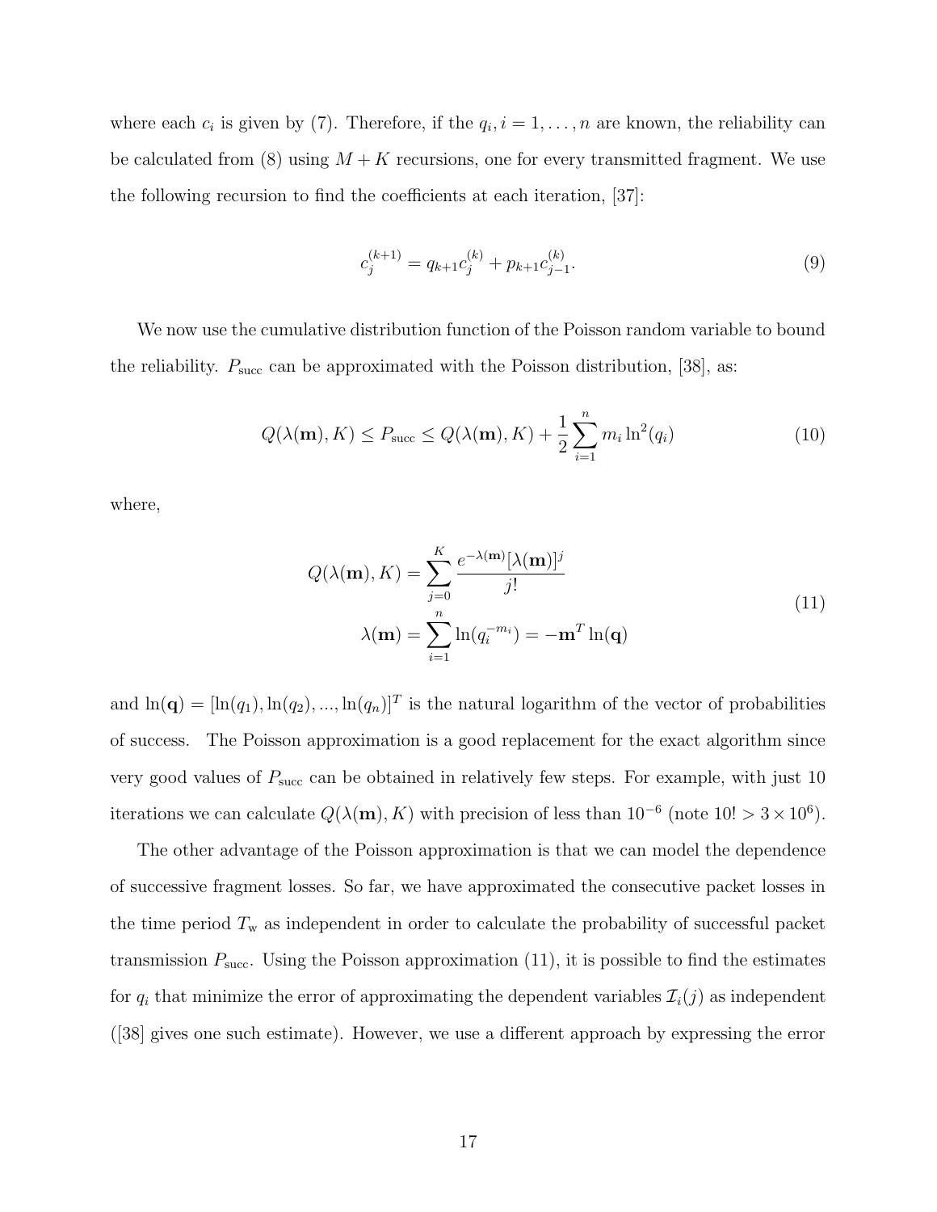where each $c_i$ is given by (7). Therefore, if the $q_i, i = 1, \ldots, n$ are known, the reliability can be calculated from (8) using $M + K$ recursions, one for every transmitted fragment. We use the following recursion to find the coefficients at each iteration, [37]:

$$c_j^{(k+1)} = q_{k+1} c_j^{(k)} + p_{k+1} c_{j-1}^{(k)}. \tag{9}$$

We now use the cumulative distribution function of the Poisson random variable to bound the reliability. $P_{\text{succ}}$ can be approximated with the Poisson distribution, [38], as:

$$Q(\lambda(\mathbf{m}), K) \leq P_{\text{succ}} \leq Q(\lambda(\mathbf{m}), K) + \frac{1}{2} \sum_{i=1}^{n} m_i \ln^2(q_i) \tag{10}$$

where,

$$\begin{aligned} Q(\lambda(\mathbf{m}), K) &= \sum_{j=0}^{K} \frac{e^{-\lambda(\mathbf{m})} [\lambda(\mathbf{m})]^j}{j!} \\ \lambda(\mathbf{m}) &= \sum_{i=1}^{n} \ln(q_i^{-m_i}) = -\mathbf{m}^T \ln(\mathbf{q}) \end{aligned} \tag{11}$$

and $\ln(\mathbf{q}) = [\ln(q_1), \ln(q_2), ..., \ln(q_n)]^T$ is the natural logarithm of the vector of probabilities of success. The Poisson approximation is a good replacement for the exact algorithm since very good values of $P_{\text{succ}}$ can be obtained in relatively few steps. For example, with just 10 iterations we can calculate $Q(\lambda(\mathbf{m}), K)$ with precision of less than $10^{-6}$ (note $10! > 3 \times 10^6$).

The other advantage of the Poisson approximation is that we can model the dependence of successive fragment losses. So far, we have approximated the consecutive packet losses in the time period $T_{\text{w}}$ as independent in order to calculate the probability of successful packet transmission $P_{\text{succ}}$. Using the Poisson approximation (11), it is possible to find the estimates for $q_i$ that minimize the error of approximating the dependent variables $\mathcal{I}_i(j)$ as independent ([38] gives one such estimate). However, we use a different approach by expressing the error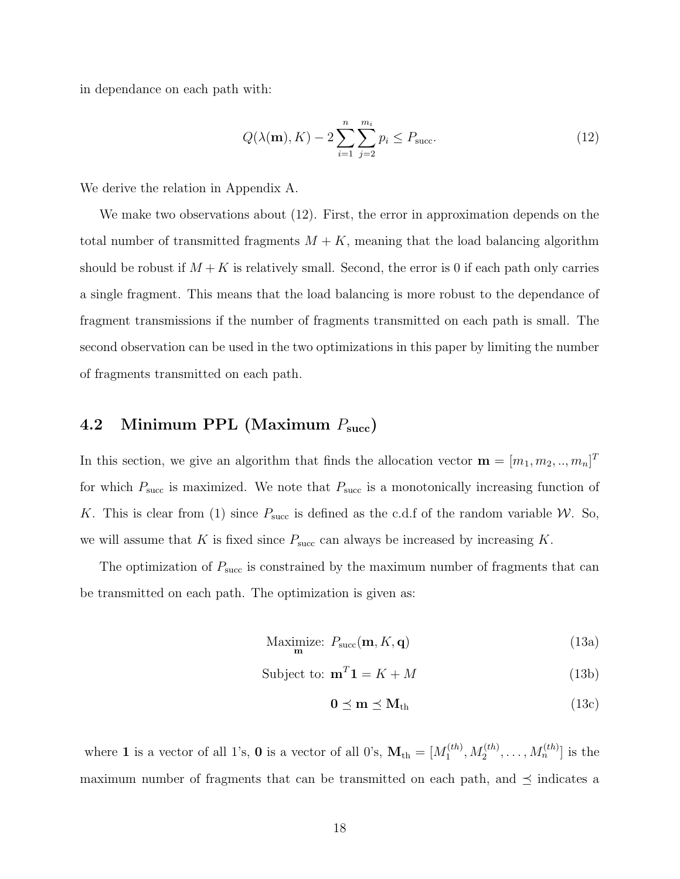in dependance on each path with:

$$Q(\lambda(\mathbf{m}), K) - 2\sum_{i=1}^{n}\sum_{j=2}^{m_i} p_i \leq P_{\text{succ}}. \tag{12}$$

We derive the relation in Appendix A.

We make two observations about (12). First, the error in approximation depends on the total number of transmitted fragments $M + K$, meaning that the load balancing algorithm should be robust if $M + K$ is relatively small. Second, the error is 0 if each path only carries a single fragment. This means that the load balancing is more robust to the dependance of fragment transmissions if the number of fragments transmitted on each path is small. The second observation can be used in the two optimizations in this paper by limiting the number of fragments transmitted on each path.

## 4.2 Minimum PPL (Maximum $P_{\text{succ}}$)

In this section, we give an algorithm that finds the allocation vector $\mathbf{m} = [m_1, m_2, .., m_n]^T$ for which $P_{\text{succ}}$ is maximized. We note that $P_{\text{succ}}$ is a monotonically increasing function of $K$. This is clear from (1) since $P_{\text{succ}}$ is defined as the c.d.f of the random variable $\mathcal{W}$. So, we will assume that $K$ is fixed since $P_{\text{succ}}$ can always be increased by increasing $K$.

The optimization of $P_{\text{succ}}$ is constrained by the maximum number of fragments that can be transmitted on each path. The optimization is given as:

$$\underset{\mathbf{m}}{\text{Maximize:}} \; P_{\text{succ}}(\mathbf{m}, K, \mathbf{q}) \tag{13a}$$

$$\text{Subject to: } \mathbf{m}^T\mathbf{1} = K + M \tag{13b}$$

$$\mathbf{0} \preceq \mathbf{m} \preceq \mathbf{M}_{\text{th}} \tag{13c}$$

where $\mathbf{1}$ is a vector of all 1's, $\mathbf{0}$ is a vector of all 0's, $\mathbf{M}_{\text{th}} = [M_1^{(th)}, M_2^{(th)}, \ldots, M_n^{(th)}]$ is the maximum number of fragments that can be transmitted on each path, and $\preceq$ indicates a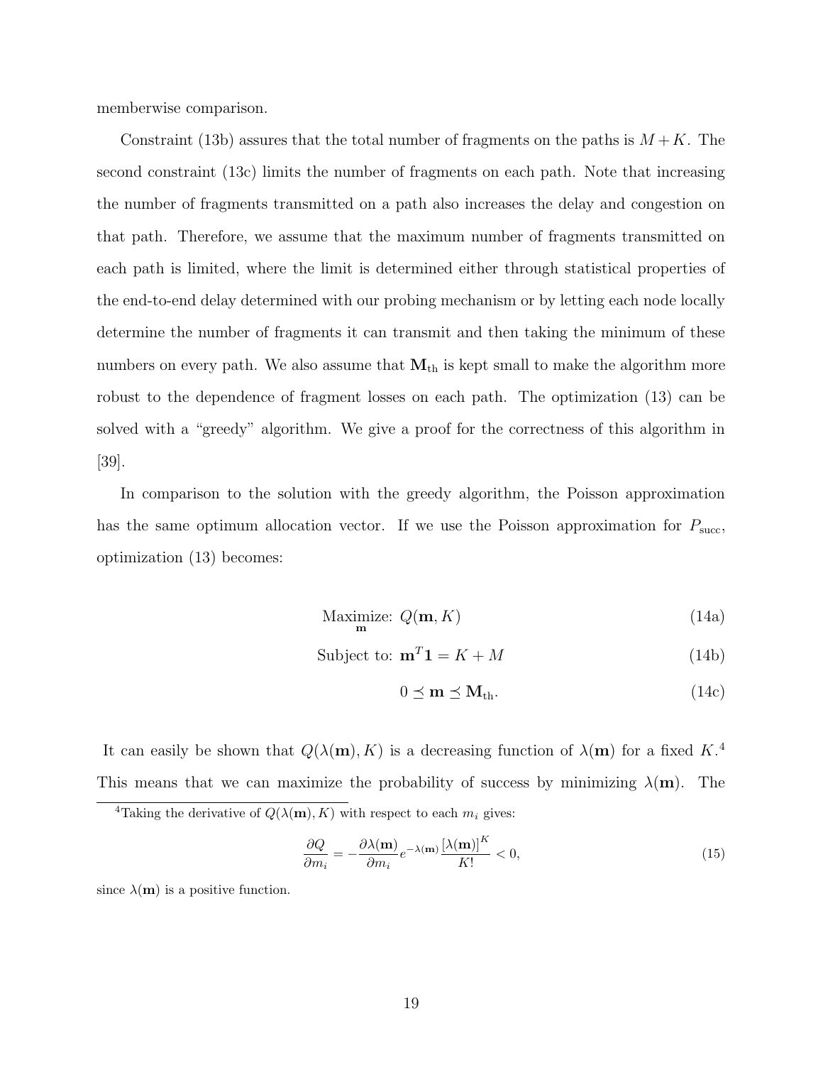memberwise comparison.

Constraint (13b) assures that the total number of fragments on the paths is $M + K$. The second constraint (13c) limits the number of fragments on each path. Note that increasing the number of fragments transmitted on a path also increases the delay and congestion on that path. Therefore, we assume that the maximum number of fragments transmitted on each path is limited, where the limit is determined either through statistical properties of the end-to-end delay determined with our probing mechanism or by letting each node locally determine the number of fragments it can transmit and then taking the minimum of these numbers on every path. We also assume that $\mathbf{M}_{\text{th}}$ is kept small to make the algorithm more robust to the dependence of fragment losses on each path. The optimization (13) can be solved with a "greedy" algorithm. We give a proof for the correctness of this algorithm in [39].

In comparison to the solution with the greedy algorithm, the Poisson approximation has the same optimum allocation vector. If we use the Poisson approximation for $P_{\text{succ}}$, optimization (13) becomes:

$$\underset{\mathbf{m}}{\text{Maximize:}}\ Q(\mathbf{m}, K) \tag{14a}$$

$$\text{Subject to: } \mathbf{m}^T\mathbf{1} = K + M \tag{14b}$$

$$0 \preceq \mathbf{m} \preceq \mathbf{M}_{\text{th}}. \tag{14c}$$

It can easily be shown that $Q(\lambda(\mathbf{m}), K)$ is a decreasing function of $\lambda(\mathbf{m})$ for a fixed $K$.[4] This means that we can maximize the probability of success by minimizing $\lambda(\mathbf{m})$. The

[4] Taking the derivative of $Q(\lambda(\mathbf{m}), K)$ with respect to each $m_i$ gives:

$$\frac{\partial Q}{\partial m_i} = -\frac{\partial \lambda(\mathbf{m})}{\partial m_i} e^{-\lambda(\mathbf{m})} \frac{[\lambda(\mathbf{m})]^K}{K!} < 0, \tag{15}$$

since $\lambda(\mathbf{m})$ is a positive function.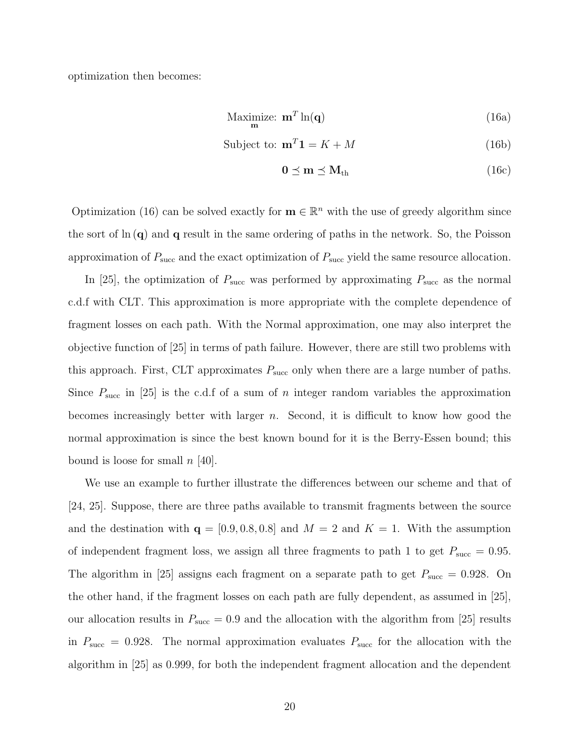optimization then becomes:

$$\underset{\mathbf{m}}{\text{Maximize:}}\ \mathbf{m}^T \ln(\mathbf{q}) \tag{16a}$$

$$\text{Subject to: } \mathbf{m}^T \mathbf{1} = K + M \tag{16b}$$

$$\mathbf{0} \preceq \mathbf{m} \preceq \mathbf{M}_{\text{th}} \tag{16c}$$

Optimization (16) can be solved exactly for $\mathbf{m} \in \mathbb{R}^n$ with the use of greedy algorithm since the sort of $\ln(\mathbf{q})$ and $\mathbf{q}$ result in the same ordering of paths in the network. So, the Poisson approximation of $P_{\text{succ}}$ and the exact optimization of $P_{\text{succ}}$ yield the same resource allocation.

In [25], the optimization of $P_{\text{succ}}$ was performed by approximating $P_{\text{succ}}$ as the normal c.d.f with CLT. This approximation is more appropriate with the complete dependence of fragment losses on each path. With the Normal approximation, one may also interpret the objective function of [25] in terms of path failure. However, there are still two problems with this approach. First, CLT approximates $P_{\text{succ}}$ only when there are a large number of paths. Since $P_{\text{succ}}$ in [25] is the c.d.f of a sum of $n$ integer random variables the approximation becomes increasingly better with larger $n$. Second, it is difficult to know how good the normal approximation is since the best known bound for it is the Berry-Essen bound; this bound is loose for small $n$ [40].

We use an example to further illustrate the differences between our scheme and that of [24, 25]. Suppose, there are three paths available to transmit fragments between the source and the destination with $\mathbf{q} = [0.9, 0.8, 0.8]$ and $M = 2$ and $K = 1$. With the assumption of independent fragment loss, we assign all three fragments to path 1 to get $P_{\text{succ}} = 0.95$. The algorithm in [25] assigns each fragment on a separate path to get $P_{\text{succ}} = 0.928$. On the other hand, if the fragment losses on each path are fully dependent, as assumed in [25], our allocation results in $P_{\text{succ}} = 0.9$ and the allocation with the algorithm from [25] results in $P_{\text{succ}} = 0.928$. The normal approximation evaluates $P_{\text{succ}}$ for the allocation with the algorithm in [25] as 0.999, for both the independent fragment allocation and the dependent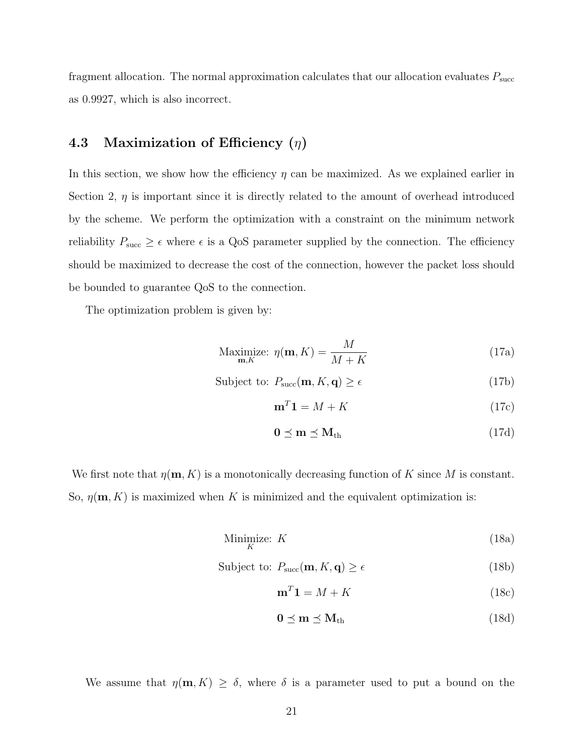fragment allocation. The normal approximation calculates that our allocation evaluates $P_{\text{succ}}$ as 0.9927, which is also incorrect.

## 4.3 Maximization of Efficiency ($\eta$)

In this section, we show how the efficiency $\eta$ can be maximized. As we explained earlier in Section 2, $\eta$ is important since it is directly related to the amount of overhead introduced by the scheme. We perform the optimization with a constraint on the minimum network reliability $P_{\text{succ}} \geq \epsilon$ where $\epsilon$ is a QoS parameter supplied by the connection. The efficiency should be maximized to decrease the cost of the connection, however the packet loss should be bounded to guarantee QoS to the connection.

The optimization problem is given by:

$$\underset{\mathbf{m},K}{\text{Maximize:}} \ \eta(\mathbf{m}, K) = \frac{M}{M+K} \tag{17a}$$

$$\text{Subject to: } P_{\text{succ}}(\mathbf{m}, K, \mathbf{q}) \geq \epsilon \tag{17b}$$

$$\mathbf{m}^T \mathbf{1} = M + K \tag{17c}$$

$$\mathbf{0} \preceq \mathbf{m} \preceq \mathbf{M}_{\text{th}} \tag{17d}$$

We first note that $\eta(\mathbf{m}, K)$ is a monotonically decreasing function of $K$ since $M$ is constant. So, $\eta(\mathbf{m}, K)$ is maximized when $K$ is minimized and the equivalent optimization is:

$$\underset{K}{\text{Minimize:}} \ K \tag{18a}$$

$$\text{Subject to: } P_{\text{succ}}(\mathbf{m}, K, \mathbf{q}) \geq \epsilon \tag{18b}$$

$$\mathbf{m}^T \mathbf{1} = M + K \tag{18c}$$

$$\mathbf{0} \preceq \mathbf{m} \preceq \mathbf{M}_{\text{th}} \tag{18d}$$

We assume that $\eta(\mathbf{m}, K) \geq \delta$, where $\delta$ is a parameter used to put a bound on the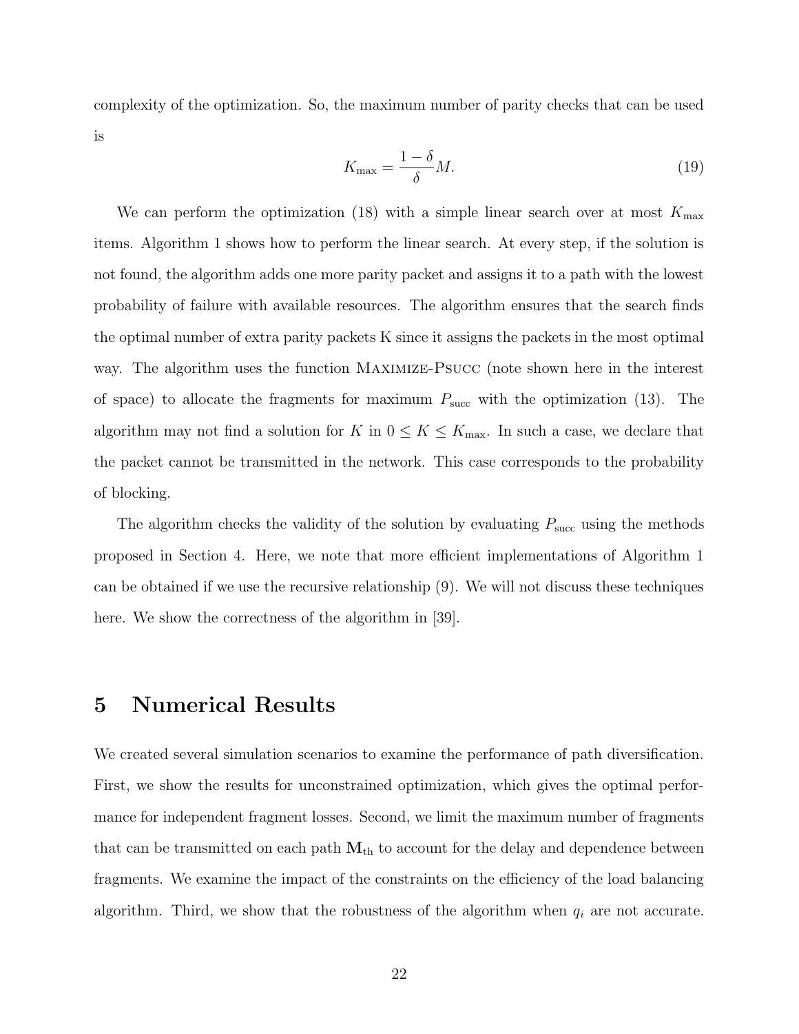complexity of the optimization. So, the maximum number of parity checks that can be used is

$$K_{\max} = \frac{1-\delta}{\delta} M. \tag{19}$$

We can perform the optimization (18) with a simple linear search over at most $K_{\max}$ items. Algorithm 1 shows how to perform the linear search. At every step, if the solution is not found, the algorithm adds one more parity packet and assigns it to a path with the lowest probability of failure with available resources. The algorithm ensures that the search finds the optimal number of extra parity packets K since it assigns the packets in the most optimal way. The algorithm uses the function MAXIMIZE-PSUCC (note shown here in the interest of space) to allocate the fragments for maximum $P_{\text{succ}}$ with the optimization (13). The algorithm may not find a solution for $K$ in $0 \leq K \leq K_{\max}$. In such a case, we declare that the packet cannot be transmitted in the network. This case corresponds to the probability of blocking.

The algorithm checks the validity of the solution by evaluating $P_{\text{succ}}$ using the methods proposed in Section 4. Here, we note that more efficient implementations of Algorithm 1 can be obtained if we use the recursive relationship (9). We will not discuss these techniques here. We show the correctness of the algorithm in [39].

# 5 Numerical Results

We created several simulation scenarios to examine the performance of path diversification. First, we show the results for unconstrained optimization, which gives the optimal performance for independent fragment losses. Second, we limit the maximum number of fragments that can be transmitted on each path $\mathbf{M}_{\text{th}}$ to account for the delay and dependence between fragments. We examine the impact of the constraints on the efficiency of the load balancing algorithm. Third, we show that the robustness of the algorithm when $q_i$ are not accurate.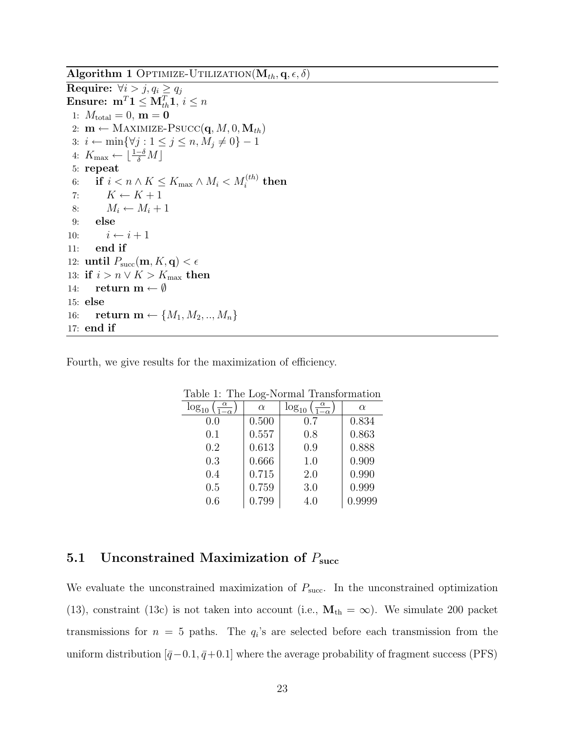**Algorithm 1** OPTIMIZE-UTILIZATION($\mathbf{M}_{th}, \mathbf{q}, \epsilon, \delta$)

**Require:** $\forall i > j, q_i \geq q_j$
**Ensure:** $\mathbf{m}^T\mathbf{1} \leq \mathbf{M}_{th}^T\mathbf{1}$, $i \leq n$

```
1:  M_total = 0, m = 0
2:  m ← MAXIMIZE-PSUCC(q, M, 0, M_th)
3:  i ← min{∀j : 1 ≤ j ≤ n, M_j ≠ 0} − 1
4:  K_max ← ⌊((1−δ)/δ) M⌋
5:  repeat
6:      if i < n ∧ K ≤ K_max ∧ M_i < M_i^(th) then
7:          K ← K + 1
8:          M_i ← M_i + 1
9:      else
10:         i ← i + 1
11:     end if
12: until P_succ(m, K, q) < ε
13: if i > n ∨ K > K_max then
14:     return m ← ∅
15: else
16:     return m ← {M_1, M_2, .., M_n}
17: end if
```

Fourth, we give results for the maximization of efficiency.

Table 1: The Log-Normal Transformation

| $\log_{10}\left(\frac{\alpha}{1-\alpha}\right)$ | $\alpha$ | $\log_{10}\left(\frac{\alpha}{1-\alpha}\right)$ | $\alpha$ |
|---|---|---|---|
| 0.0 | 0.500 | 0.7 | 0.834 |
| 0.1 | 0.557 | 0.8 | 0.863 |
| 0.2 | 0.613 | 0.9 | 0.888 |
| 0.3 | 0.666 | 1.0 | 0.909 |
| 0.4 | 0.715 | 2.0 | 0.990 |
| 0.5 | 0.759 | 3.0 | 0.999 |
| 0.6 | 0.799 | 4.0 | 0.9999 |

## 5.1 Unconstrained Maximization of $P_{\text{succ}}$

We evaluate the unconstrained maximization of $P_{\text{succ}}$. In the unconstrained optimization (13), constraint (13c) is not taken into account (i.e., $\mathbf{M}_{\text{th}} = \infty$). We simulate 200 packet transmissions for $n = 5$ paths. The $q_i$'s are selected before each transmission from the uniform distribution $[\bar{q}-0.1, \bar{q}+0.1]$ where the average probability of fragment success (PFS)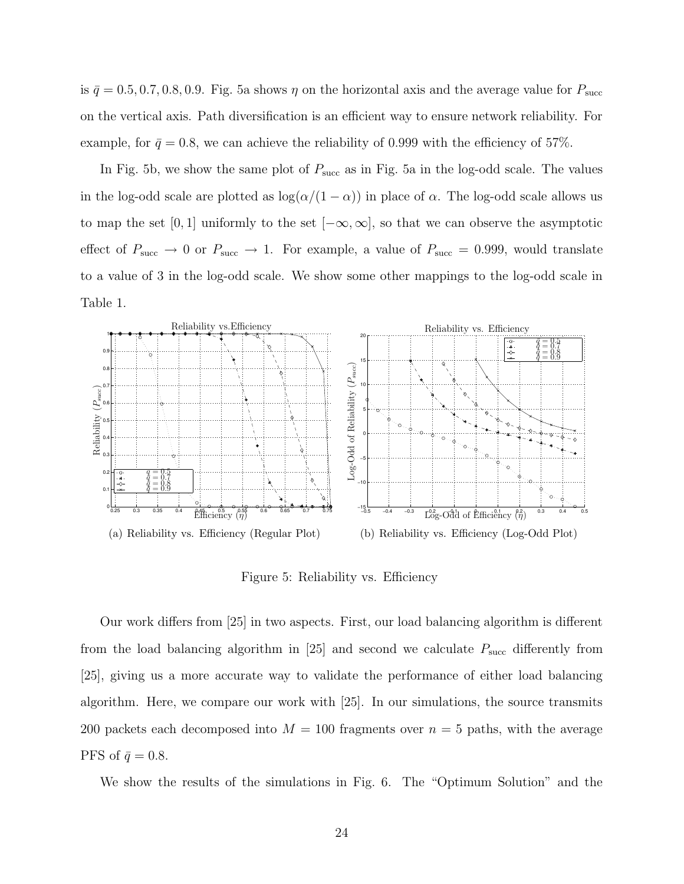is $\bar{q} = 0.5, 0.7, 0.8, 0.9$. Fig. 5a shows $\eta$ on the horizontal axis and the average value for $P_{\text{succ}}$ on the vertical axis. Path diversification is an efficient way to ensure network reliability. For example, for $\bar{q} = 0.8$, we can achieve the reliability of 0.999 with the efficiency of 57%.

In Fig. 5b, we show the same plot of $P_{\text{succ}}$ as in Fig. 5a in the log-odd scale. The values in the log-odd scale are plotted as $\log(\alpha/(1-\alpha))$ in place of $\alpha$. The log-odd scale allows us to map the set $[0, 1]$ uniformly to the set $[-\infty, \infty]$, so that we can observe the asymptotic effect of $P_{\text{succ}} \to 0$ or $P_{\text{succ}} \to 1$. For example, a value of $P_{\text{succ}} = 0.999$, would translate to a value of 3 in the log-odd scale. We show some other mappings to the log-odd scale in Table 1.

(a) Reliability vs. Efficiency (Regular Plot)

(b) Reliability vs. Efficiency (Log-Odd Plot)

Figure 5: Reliability vs. Efficiency

Our work differs from [25] in two aspects. First, our load balancing algorithm is different from the load balancing algorithm in [25] and second we calculate $P_{\text{succ}}$ differently from [25], giving us a more accurate way to validate the performance of either load balancing algorithm. Here, we compare our work with [25]. In our simulations, the source transmits 200 packets each decomposed into $M = 100$ fragments over $n = 5$ paths, with the average PFS of $\bar{q} = 0.8$.

We show the results of the simulations in Fig. 6. The "Optimum Solution" and the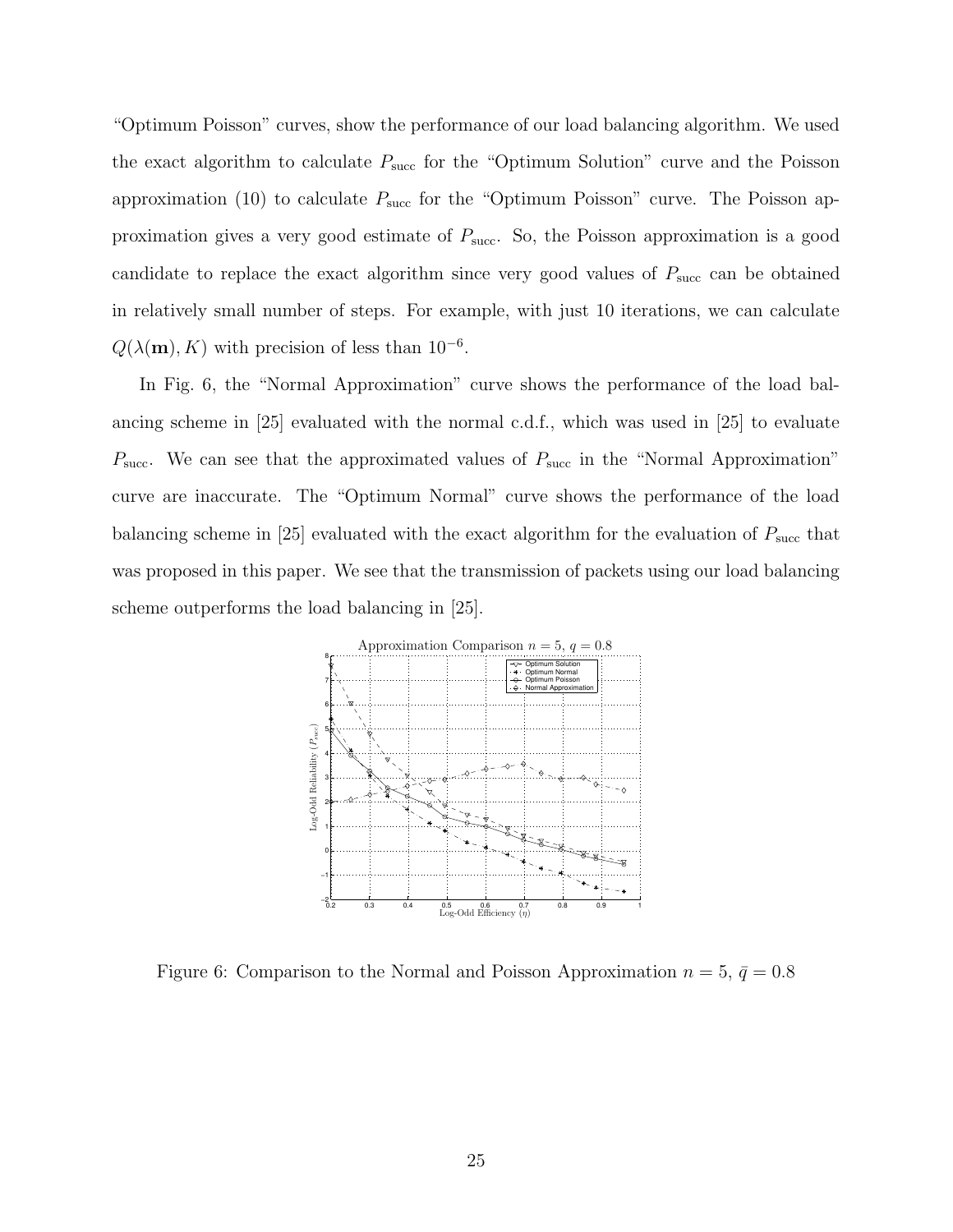"Optimum Poisson" curves, show the performance of our load balancing algorithm. We used the exact algorithm to calculate $P_{\text{succ}}$ for the "Optimum Solution" curve and the Poisson approximation (10) to calculate $P_{\text{succ}}$ for the "Optimum Poisson" curve. The Poisson approximation gives a very good estimate of $P_{\text{succ}}$. So, the Poisson approximation is a good candidate to replace the exact algorithm since very good values of $P_{\text{succ}}$ can be obtained in relatively small number of steps. For example, with just 10 iterations, we can calculate $Q(\lambda(\mathbf{m}), K)$ with precision of less than $10^{-6}$.

In Fig. 6, the "Normal Approximation" curve shows the performance of the load balancing scheme in [25] evaluated with the normal c.d.f., which was used in [25] to evaluate $P_{\text{succ}}$. We can see that the approximated values of $P_{\text{succ}}$ in the "Normal Approximation" curve are inaccurate. The "Optimum Normal" curve shows the performance of the load balancing scheme in [25] evaluated with the exact algorithm for the evaluation of $P_{\text{succ}}$ that was proposed in this paper. We see that the transmission of packets using our load balancing scheme outperforms the load balancing in [25].

Figure 6: Comparison to the Normal and Poisson Approximation $n = 5$, $\bar{q} = 0.8$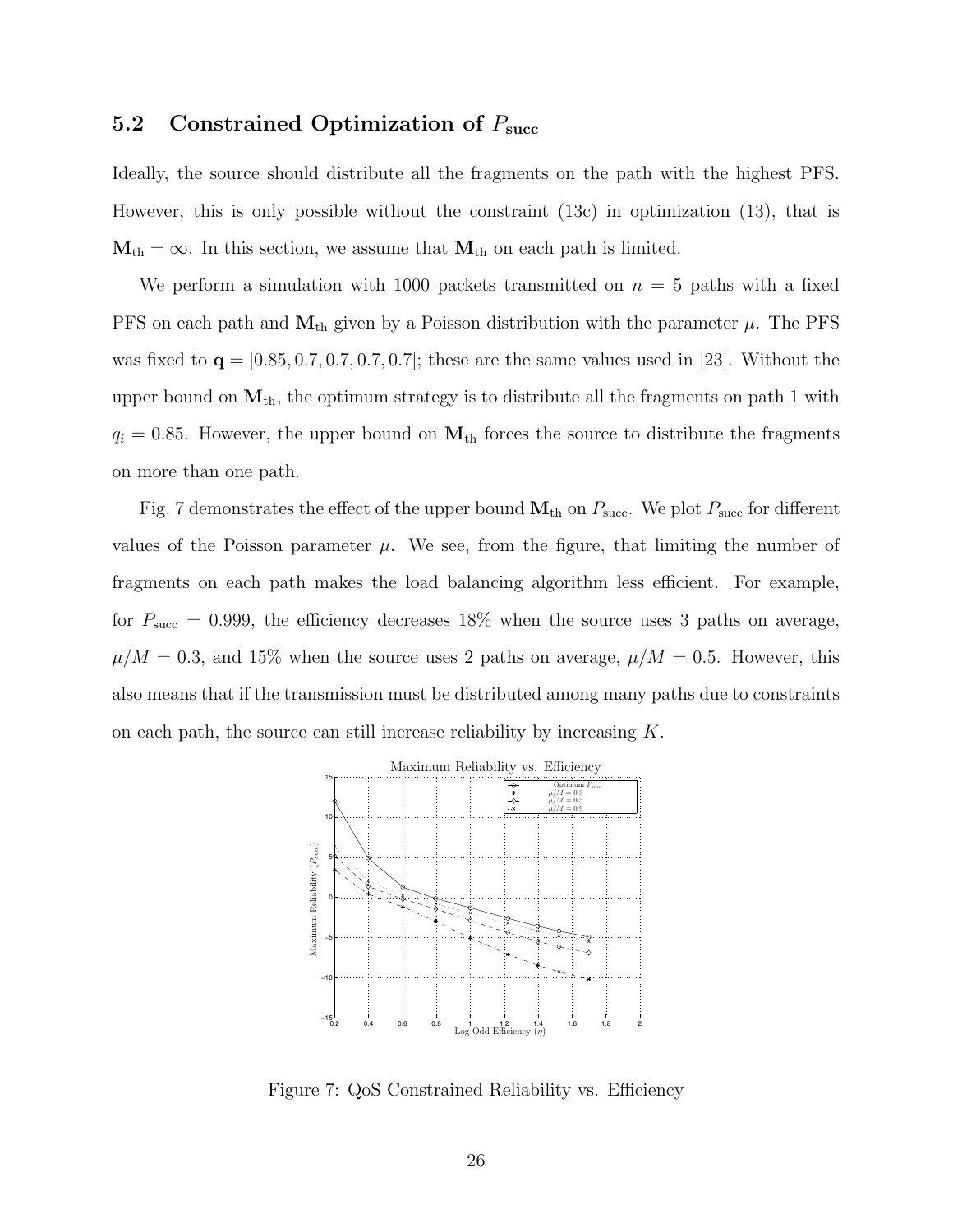## 5.2 Constrained Optimization of $P_{\text{succ}}$

Ideally, the source should distribute all the fragments on the path with the highest PFS. However, this is only possible without the constraint (13c) in optimization (13), that is $\mathbf{M}_{\text{th}} = \infty$. In this section, we assume that $\mathbf{M}_{\text{th}}$ on each path is limited.

We perform a simulation with 1000 packets transmitted on $n = 5$ paths with a fixed PFS on each path and $\mathbf{M}_{\text{th}}$ given by a Poisson distribution with the parameter $\mu$. The PFS was fixed to $\mathbf{q} = [0.85, 0.7, 0.7, 0.7, 0.7]$; these are the same values used in [23]. Without the upper bound on $\mathbf{M}_{\text{th}}$, the optimum strategy is to distribute all the fragments on path 1 with $q_i = 0.85$. However, the upper bound on $\mathbf{M}_{\text{th}}$ forces the source to distribute the fragments on more than one path.

Fig. 7 demonstrates the effect of the upper bound $\mathbf{M}_{\text{th}}$ on $P_{\text{succ}}$. We plot $P_{\text{succ}}$ for different values of the Poisson parameter $\mu$. We see, from the figure, that limiting the number of fragments on each path makes the load balancing algorithm less efficient. For example, for $P_{\text{succ}} = 0.999$, the efficiency decreases 18% when the source uses 3 paths on average, $\mu/M = 0.3$, and 15% when the source uses 2 paths on average, $\mu/M = 0.5$. However, this also means that if the transmission must be distributed among many paths due to constraints on each path, the source can still increase reliability by increasing $K$.

Figure 7: QoS Constrained Reliability vs. Efficiency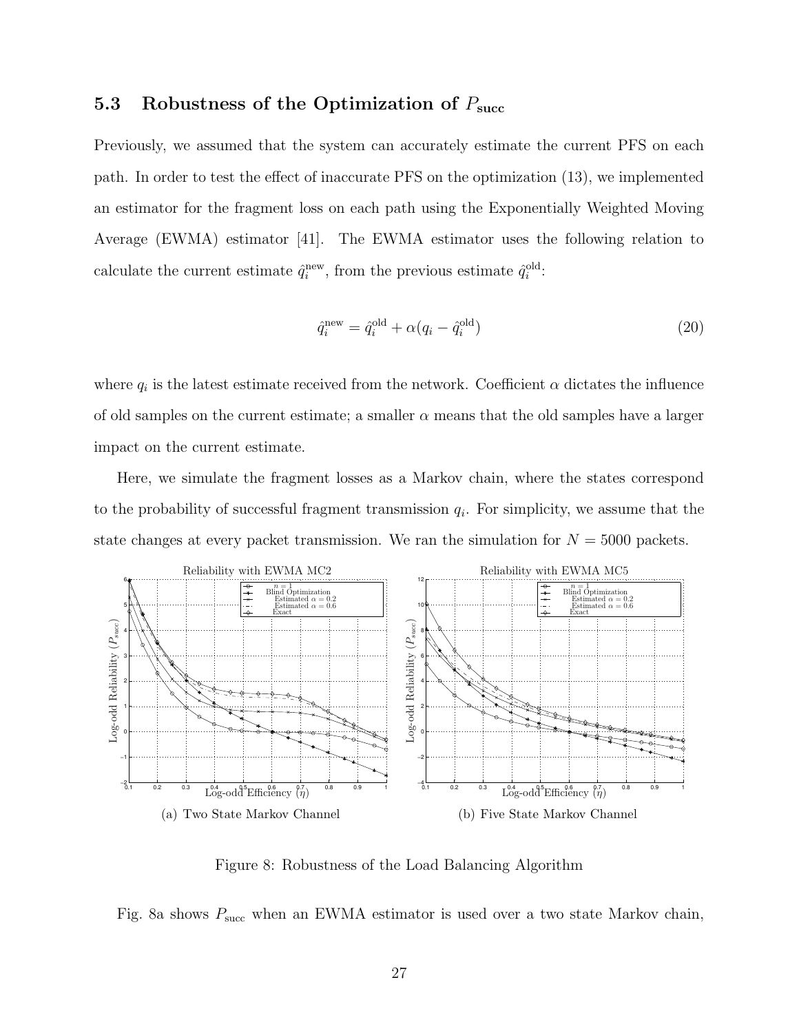### 5.3 Robustness of the Optimization of $P_{\text{succ}}$

Previously, we assumed that the system can accurately estimate the current PFS on each path. In order to test the effect of inaccurate PFS on the optimization (13), we implemented an estimator for the fragment loss on each path using the Exponentially Weighted Moving Average (EWMA) estimator [41]. The EWMA estimator uses the following relation to calculate the current estimate $\hat{q}_i^{\text{new}}$, from the previous estimate $\hat{q}_i^{\text{old}}$:

$$\hat{q}_i^{\text{new}} = \hat{q}_i^{\text{old}} + \alpha(q_i - \hat{q}_i^{\text{old}}) \tag{20}$$

where $q_i$ is the latest estimate received from the network. Coefficient $\alpha$ dictates the influence of old samples on the current estimate; a smaller $\alpha$ means that the old samples have a larger impact on the current estimate.

Here, we simulate the fragment losses as a Markov chain, where the states correspond to the probability of successful fragment transmission $q_i$. For simplicity, we assume that the state changes at every packet transmission. We ran the simulation for $N = 5000$ packets.

(a) Two State Markov Channel

(b) Five State Markov Channel

Figure 8: Robustness of the Load Balancing Algorithm

Fig. 8a shows $P_{\text{succ}}$ when an EWMA estimator is used over a two state Markov chain,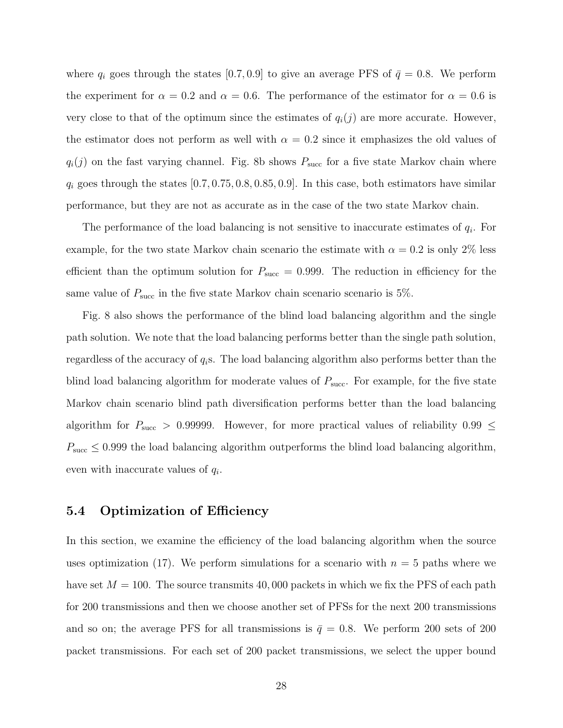where $q_i$ goes through the states $[0.7, 0.9]$ to give an average PFS of $\bar{q} = 0.8$. We perform the experiment for $\alpha = 0.2$ and $\alpha = 0.6$. The performance of the estimator for $\alpha = 0.6$ is very close to that of the optimum since the estimates of $q_i(j)$ are more accurate. However, the estimator does not perform as well with $\alpha = 0.2$ since it emphasizes the old values of $q_i(j)$ on the fast varying channel. Fig. 8b shows $P_{\text{succ}}$ for a five state Markov chain where $q_i$ goes through the states $[0.7, 0.75, 0.8, 0.85, 0.9]$. In this case, both estimators have similar performance, but they are not as accurate as in the case of the two state Markov chain.

The performance of the load balancing is not sensitive to inaccurate estimates of $q_i$. For example, for the two state Markov chain scenario the estimate with $\alpha = 0.2$ is only 2% less efficient than the optimum solution for $P_{\text{succ}} = 0.999$. The reduction in efficiency for the same value of $P_{\text{succ}}$ in the five state Markov chain scenario scenario is 5%.

Fig. 8 also shows the performance of the blind load balancing algorithm and the single path solution. We note that the load balancing performs better than the single path solution, regardless of the accuracy of $q_i$s. The load balancing algorithm also performs better than the blind load balancing algorithm for moderate values of $P_{\text{succ}}$. For example, for the five state Markov chain scenario blind path diversification performs better than the load balancing algorithm for $P_{\text{succ}} > 0.99999$. However, for more practical values of reliability $0.99 \leq P_{\text{succ}} \leq 0.999$ the load balancing algorithm outperforms the blind load balancing algorithm, even with inaccurate values of $q_i$.

### 5.4 Optimization of Efficiency

In this section, we examine the efficiency of the load balancing algorithm when the source uses optimization (17). We perform simulations for a scenario with $n = 5$ paths where we have set $M = 100$. The source transmits 40,000 packets in which we fix the PFS of each path for 200 transmissions and then we choose another set of PFSs for the next 200 transmissions and so on; the average PFS for all transmissions is $\bar{q} = 0.8$. We perform 200 sets of 200 packet transmissions. For each set of 200 packet transmissions, we select the upper bound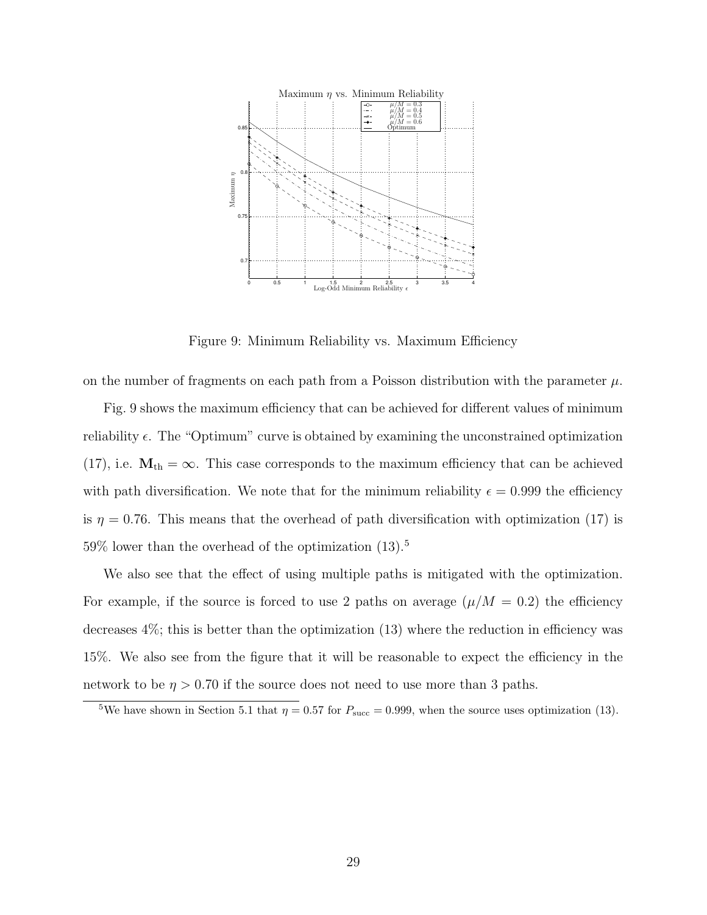Figure 9: Minimum Reliability vs. Maximum Efficiency

on the number of fragments on each path from a Poisson distribution with the parameter $\mu$.

Fig. 9 shows the maximum efficiency that can be achieved for different values of minimum reliability $\epsilon$. The "Optimum" curve is obtained by examining the unconstrained optimization (17), i.e. $\mathbf{M}_{\text{th}} = \infty$. This case corresponds to the maximum efficiency that can be achieved with path diversification. We note that for the minimum reliability $\epsilon = 0.999$ the efficiency is $\eta = 0.76$. This means that the overhead of path diversification with optimization (17) is 59% lower than the overhead of the optimization (13).[5]

We also see that the effect of using multiple paths is mitigated with the optimization. For example, if the source is forced to use 2 paths on average ($\mu/M = 0.2$) the efficiency decreases 4%; this is better than the optimization (13) where the reduction in efficiency was 15%. We also see from the figure that it will be reasonable to expect the efficiency in the network to be $\eta > 0.70$ if the source does not need to use more than 3 paths.

[5]We have shown in Section 5.1 that $\eta = 0.57$ for $P_{\text{succ}} = 0.999$, when the source uses optimization (13).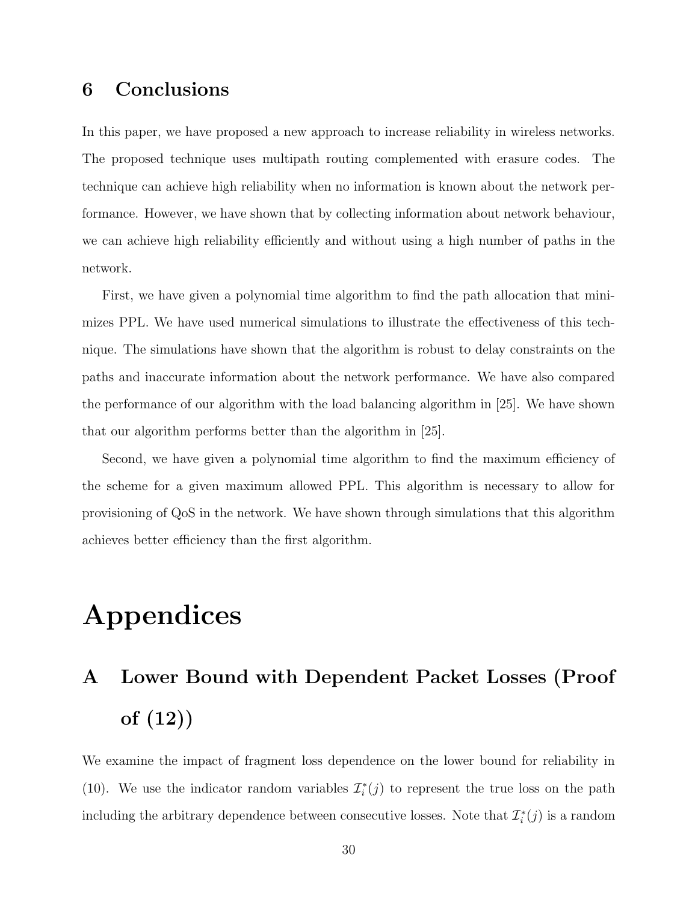## 6 Conclusions

In this paper, we have proposed a new approach to increase reliability in wireless networks. The proposed technique uses multipath routing complemented with erasure codes. The technique can achieve high reliability when no information is known about the network performance. However, we have shown that by collecting information about network behaviour, we can achieve high reliability efficiently and without using a high number of paths in the network.

First, we have given a polynomial time algorithm to find the path allocation that minimizes PPL. We have used numerical simulations to illustrate the effectiveness of this technique. The simulations have shown that the algorithm is robust to delay constraints on the paths and inaccurate information about the network performance. We have also compared the performance of our algorithm with the load balancing algorithm in [25]. We have shown that our algorithm performs better than the algorithm in [25].

Second, we have given a polynomial time algorithm to find the maximum efficiency of the scheme for a given maximum allowed PPL. This algorithm is necessary to allow for provisioning of QoS in the network. We have shown through simulations that this algorithm achieves better efficiency than the first algorithm.

# Appendices

## A Lower Bound with Dependent Packet Losses (Proof of (12))

We examine the impact of fragment loss dependence on the lower bound for reliability in (10). We use the indicator random variables $\mathcal{I}_i^*(j)$ to represent the true loss on the path including the arbitrary dependence between consecutive losses. Note that $\mathcal{I}_i^*(j)$ is a random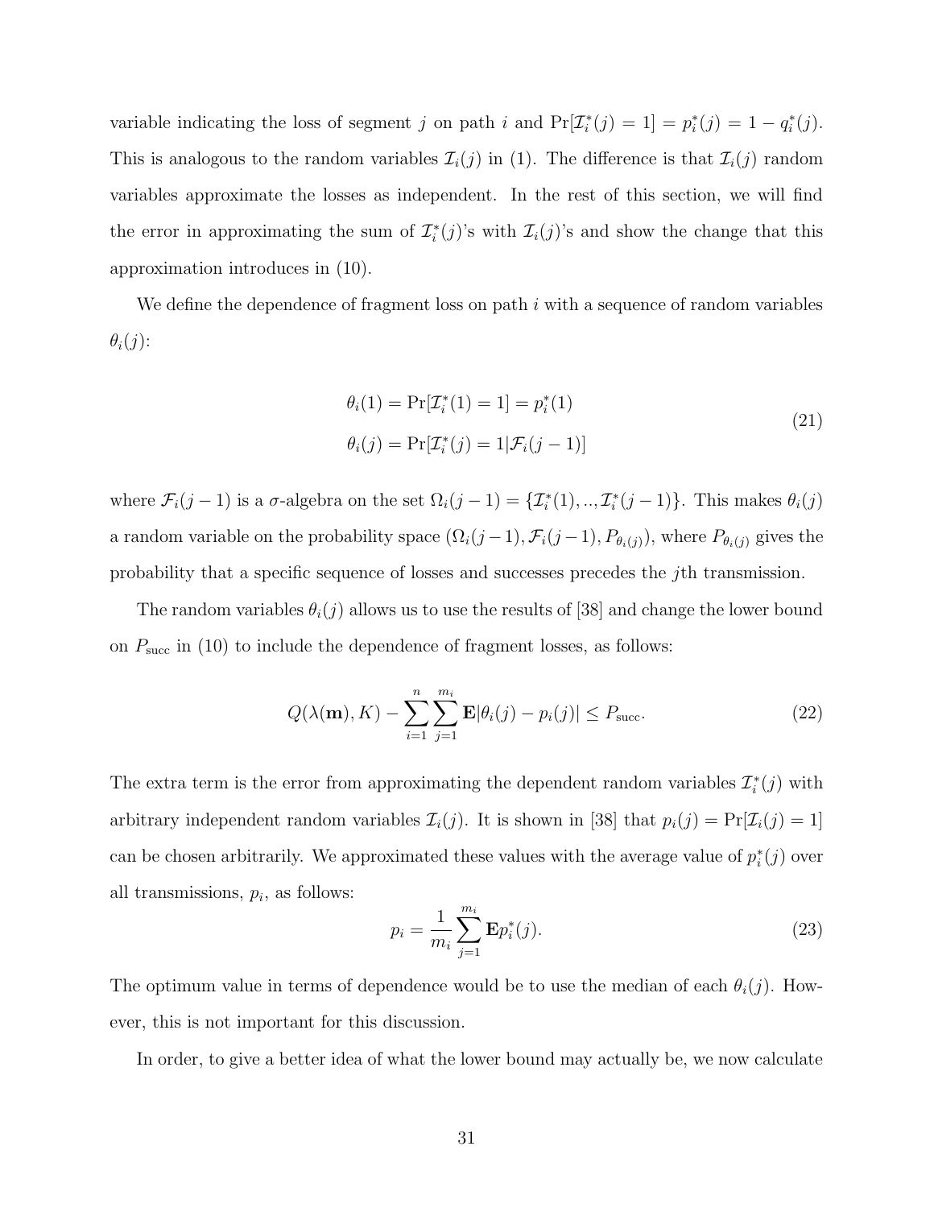variable indicating the loss of segment $j$ on path $i$ and $\Pr[\mathcal{I}_i^*(j) = 1] = p_i^*(j) = 1 - q_i^*(j)$. This is analogous to the random variables $\mathcal{I}_i(j)$ in (1). The difference is that $\mathcal{I}_i(j)$ random variables approximate the losses as independent. In the rest of this section, we will find the error in approximating the sum of $\mathcal{I}_i^*(j)$'s with $\mathcal{I}_i(j)$'s and show the change that this approximation introduces in (10).

We define the dependence of fragment loss on path $i$ with a sequence of random variables $\theta_i(j)$:

$$
\begin{aligned}
\theta_i(1) &= \Pr[\mathcal{I}_i^*(1) = 1] = p_i^*(1) \\
\theta_i(j) &= \Pr[\mathcal{I}_i^*(j) = 1 | \mathcal{F}_i(j-1)]
\end{aligned}
\tag{21}
$$

where $\mathcal{F}_i(j-1)$ is a $\sigma$-algebra on the set $\Omega_i(j-1) = \{\mathcal{I}_i^*(1), .., \mathcal{I}_i^*(j-1)\}$. This makes $\theta_i(j)$ a random variable on the probability space $(\Omega_i(j-1), \mathcal{F}_i(j-1), P_{\theta_i(j)})$, where $P_{\theta_i(j)}$ gives the probability that a specific sequence of losses and successes precedes the $j$th transmission.

The random variables $\theta_i(j)$ allows us to use the results of [38] and change the lower bound on $P_{\text{succ}}$ in (10) to include the dependence of fragment losses, as follows:

$$
Q(\lambda(\mathbf{m}), K) - \sum_{i=1}^{n} \sum_{j=1}^{m_i} \mathbf{E}|\theta_i(j) - p_i(j)| \leq P_{\text{succ}}. \tag{22}
$$

The extra term is the error from approximating the dependent random variables $\mathcal{I}_i^*(j)$ with arbitrary independent random variables $\mathcal{I}_i(j)$. It is shown in [38] that $p_i(j) = \Pr[\mathcal{I}_i(j) = 1]$ can be chosen arbitrarily. We approximated these values with the average value of $p_i^*(j)$ over all transmissions, $p_i$, as follows:

$$
p_i = \frac{1}{m_i} \sum_{j=1}^{m_i} \mathbf{E} p_i^*(j). \tag{23}
$$

The optimum value in terms of dependence would be to use the median of each $\theta_i(j)$. However, this is not important for this discussion.

In order, to give a better idea of what the lower bound may actually be, we now calculate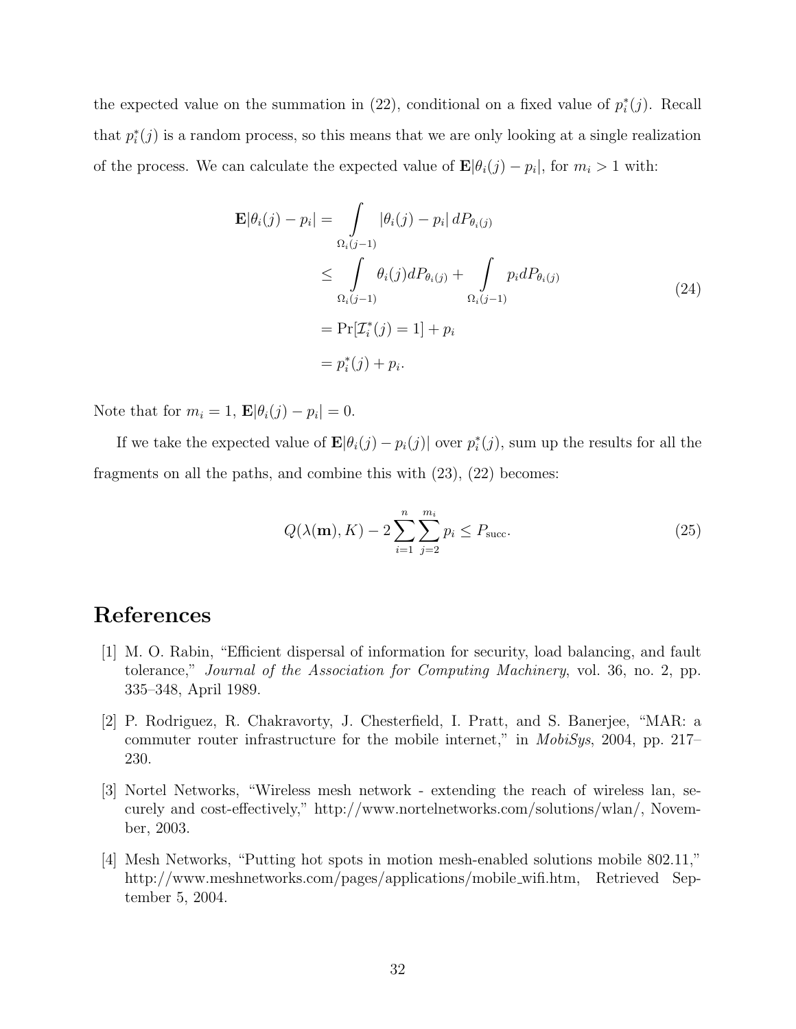the expected value on the summation in (22), conditional on a fixed value of $p_i^*(j)$. Recall that $p_i^*(j)$ is a random process, so this means that we are only looking at a single realization of the process. We can calculate the expected value of $\mathbf{E}|\theta_i(j) - p_i|$, for $m_i > 1$ with:

$$
\begin{aligned}
\mathbf{E}|\theta_i(j) - p_i| &= \int\limits_{\Omega_i(j-1)} |\theta_i(j) - p_i| \, dP_{\theta_i(j)} \\
&\leq \int\limits_{\Omega_i(j-1)} \theta_i(j) dP_{\theta_i(j)} + \int\limits_{\Omega_i(j-1)} p_i dP_{\theta_i(j)} \\
&= \Pr[\mathcal{I}_i^*(j) = 1] + p_i \\
&= p_i^*(j) + p_i.
\end{aligned}
\tag{24}
$$

Note that for $m_i = 1$, $\mathbf{E}|\theta_i(j) - p_i| = 0$.

If we take the expected value of $\mathbf{E}|\theta_i(j) - p_i(j)|$ over $p_i^*(j)$, sum up the results for all the fragments on all the paths, and combine this with (23), (22) becomes:

$$
Q(\lambda(\mathbf{m}), K) - 2\sum_{i=1}^{n}\sum_{j=2}^{m_i} p_i \leq P_{\text{succ}}. \tag{25}
$$

# References

[1] M. O. Rabin, "Efficient dispersal of information for security, load balancing, and fault tolerance," *Journal of the Association for Computing Machinery*, vol. 36, no. 2, pp. 335–348, April 1989.

[2] P. Rodriguez, R. Chakravorty, J. Chesterfield, I. Pratt, and S. Banerjee, "MAR: a commuter router infrastructure for the mobile internet," in *MobiSys*, 2004, pp. 217–230.

[3] Nortel Networks, "Wireless mesh network - extending the reach of wireless lan, securely and cost-effectively," http://www.nortelnetworks.com/solutions/wlan/, November, 2003.

[4] Mesh Networks, "Putting hot spots in motion mesh-enabled solutions mobile 802.11," http://www.meshnetworks.com/pages/applications/mobile_wifi.htm, Retrieved September 5, 2004.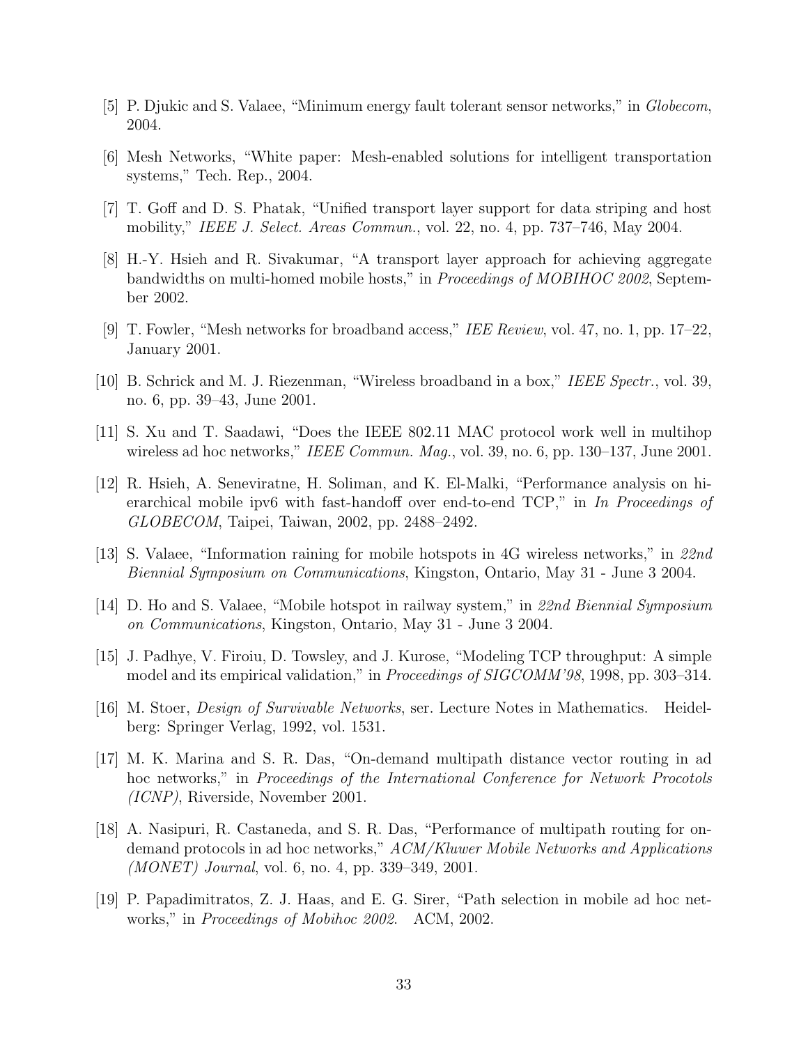[5] P. Djukic and S. Valaee, "Minimum energy fault tolerant sensor networks," in *Globecom*, 2004.

[6] Mesh Networks, "White paper: Mesh-enabled solutions for intelligent transportation systems," Tech. Rep., 2004.

[7] T. Goff and D. S. Phatak, "Unified transport layer support for data striping and host mobility," *IEEE J. Select. Areas Commun.*, vol. 22, no. 4, pp. 737–746, May 2004.

[8] H.-Y. Hsieh and R. Sivakumar, "A transport layer approach for achieving aggregate bandwidths on multi-homed mobile hosts," in *Proceedings of MOBIHOC 2002*, September 2002.

[9] T. Fowler, "Mesh networks for broadband access," *IEE Review*, vol. 47, no. 1, pp. 17–22, January 2001.

[10] B. Schrick and M. J. Riezenman, "Wireless broadband in a box," *IEEE Spectr.*, vol. 39, no. 6, pp. 39–43, June 2001.

[11] S. Xu and T. Saadawi, "Does the IEEE 802.11 MAC protocol work well in multihop wireless ad hoc networks," *IEEE Commun. Mag.*, vol. 39, no. 6, pp. 130–137, June 2001.

[12] R. Hsieh, A. Seneviratne, H. Soliman, and K. El-Malki, "Performance analysis on hierarchical mobile ipv6 with fast-handoff over end-to-end TCP," in *In Proceedings of GLOBECOM*, Taipei, Taiwan, 2002, pp. 2488–2492.

[13] S. Valaee, "Information raining for mobile hotspots in 4G wireless networks," in *22nd Biennial Symposium on Communications*, Kingston, Ontario, May 31 - June 3 2004.

[14] D. Ho and S. Valaee, "Mobile hotspot in railway system," in *22nd Biennial Symposium on Communications*, Kingston, Ontario, May 31 - June 3 2004.

[15] J. Padhye, V. Firoiu, D. Towsley, and J. Kurose, "Modeling TCP throughput: A simple model and its empirical validation," in *Proceedings of SIGCOMM'98*, 1998, pp. 303–314.

[16] M. Stoer, *Design of Survivable Networks*, ser. Lecture Notes in Mathematics. Heidelberg: Springer Verlag, 1992, vol. 1531.

[17] M. K. Marina and S. R. Das, "On-demand multipath distance vector routing in ad hoc networks," in *Proceedings of the International Conference for Network Procotols (ICNP)*, Riverside, November 2001.

[18] A. Nasipuri, R. Castaneda, and S. R. Das, "Performance of multipath routing for on-demand protocols in ad hoc networks," *ACM/Kluwer Mobile Networks and Applications (MONET) Journal*, vol. 6, no. 4, pp. 339–349, 2001.

[19] P. Papadimitratos, Z. J. Haas, and E. G. Sirer, "Path selection in mobile ad hoc networks," in *Proceedings of Mobihoc 2002*. ACM, 2002.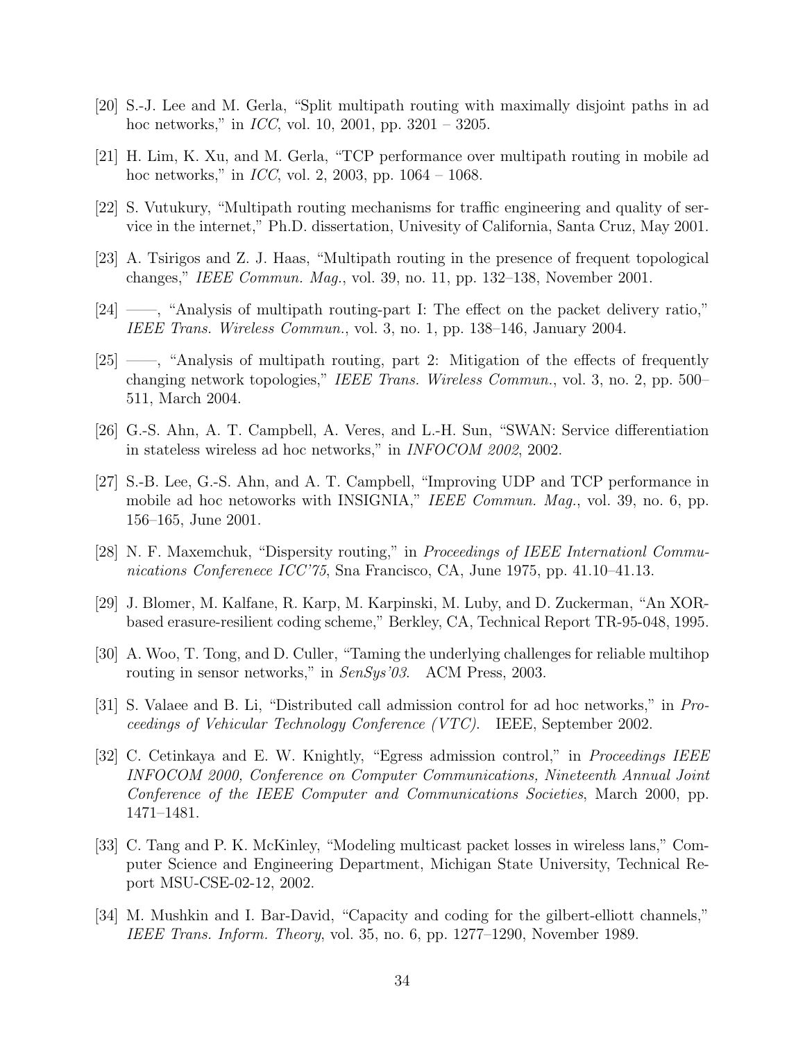[20] S.-J. Lee and M. Gerla, "Split multipath routing with maximally disjoint paths in ad hoc networks," in *ICC*, vol. 10, 2001, pp. 3201 – 3205.

[21] H. Lim, K. Xu, and M. Gerla, "TCP performance over multipath routing in mobile ad hoc networks," in *ICC*, vol. 2, 2003, pp. 1064 – 1068.

[22] S. Vutukury, "Multipath routing mechanisms for traffic engineering and quality of service in the internet," Ph.D. dissertation, Univesity of California, Santa Cruz, May 2001.

[23] A. Tsirigos and Z. J. Haas, "Multipath routing in the presence of frequent topological changes," *IEEE Commun. Mag.*, vol. 39, no. 11, pp. 132–138, November 2001.

[24] ——, "Analysis of multipath routing-part I: The effect on the packet delivery ratio," *IEEE Trans. Wireless Commun.*, vol. 3, no. 1, pp. 138–146, January 2004.

[25] ——, "Analysis of multipath routing, part 2: Mitigation of the effects of frequently changing network topologies," *IEEE Trans. Wireless Commun.*, vol. 3, no. 2, pp. 500–511, March 2004.

[26] G.-S. Ahn, A. T. Campbell, A. Veres, and L.-H. Sun, "SWAN: Service differentiation in stateless wireless ad hoc networks," in *INFOCOM 2002*, 2002.

[27] S.-B. Lee, G.-S. Ahn, and A. T. Campbell, "Improving UDP and TCP performance in mobile ad hoc netoworks with INSIGNIA," *IEEE Commun. Mag.*, vol. 39, no. 6, pp. 156–165, June 2001.

[28] N. F. Maxemchuk, "Dispersity routing," in *Proceedings of IEEE Internationl Communications Conferenece ICC'75*, Sna Francisco, CA, June 1975, pp. 41.10–41.13.

[29] J. Blomer, M. Kalfane, R. Karp, M. Karpinski, M. Luby, and D. Zuckerman, "An XOR-based erasure-resilient coding scheme," Berkley, CA, Technical Report TR-95-048, 1995.

[30] A. Woo, T. Tong, and D. Culler, "Taming the underlying challenges for reliable multihop routing in sensor networks," in *SenSys'03*. ACM Press, 2003.

[31] S. Valaee and B. Li, "Distributed call admission control for ad hoc networks," in *Proceedings of Vehicular Technology Conference (VTC)*. IEEE, September 2002.

[32] C. Cetinkaya and E. W. Knightly, "Egress admission control," in *Proceedings IEEE INFOCOM 2000, Conference on Computer Communications, Nineteenth Annual Joint Conference of the IEEE Computer and Communications Societies*, March 2000, pp. 1471–1481.

[33] C. Tang and P. K. McKinley, "Modeling multicast packet losses in wireless lans," Computer Science and Engineering Department, Michigan State University, Technical Report MSU-CSE-02-12, 2002.

[34] M. Mushkin and I. Bar-David, "Capacity and coding for the gilbert-elliott channels," *IEEE Trans. Inform. Theory*, vol. 35, no. 6, pp. 1277–1290, November 1989.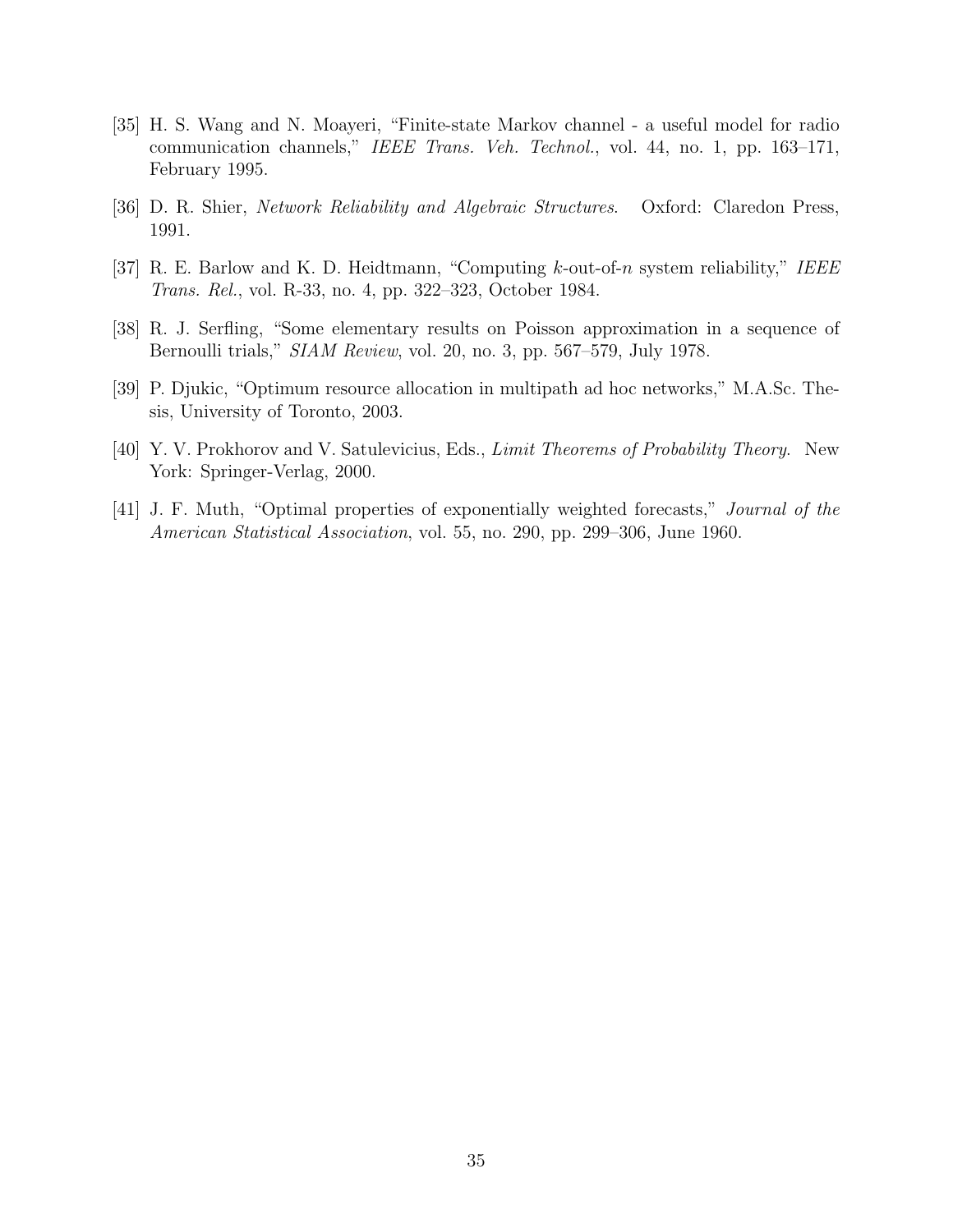[35] H. S. Wang and N. Moayeri, "Finite-state Markov channel - a useful model for radio communication channels," *IEEE Trans. Veh. Technol.*, vol. 44, no. 1, pp. 163–171, February 1995.

[36] D. R. Shier, *Network Reliability and Algebraic Structures*. Oxford: Claredon Press, 1991.

[37] R. E. Barlow and K. D. Heidtmann, "Computing $k$-out-of-$n$ system reliability," *IEEE Trans. Rel.*, vol. R-33, no. 4, pp. 322–323, October 1984.

[38] R. J. Serfling, "Some elementary results on Poisson approximation in a sequence of Bernoulli trials," *SIAM Review*, vol. 20, no. 3, pp. 567–579, July 1978.

[39] P. Djukic, "Optimum resource allocation in multipath ad hoc networks," M.A.Sc. Thesis, University of Toronto, 2003.

[40] Y. V. Prokhorov and V. Satulevicius, Eds., *Limit Theorems of Probability Theory*. New York: Springer-Verlag, 2000.

[41] J. F. Muth, "Optimal properties of exponentially weighted forecasts," *Journal of the American Statistical Association*, vol. 55, no. 290, pp. 299–306, June 1960.